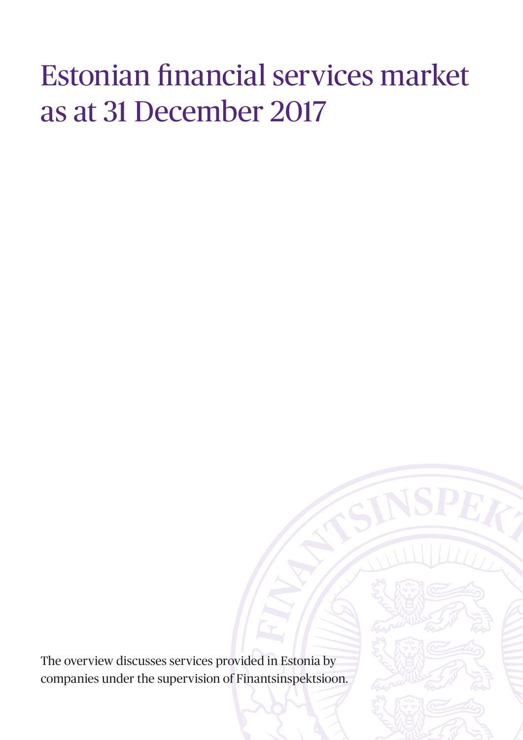# Estonian financial services market as at 31 December 2017

The overview discusses services provided in Estonia by companies under the supervision of Finantsinspektsioon.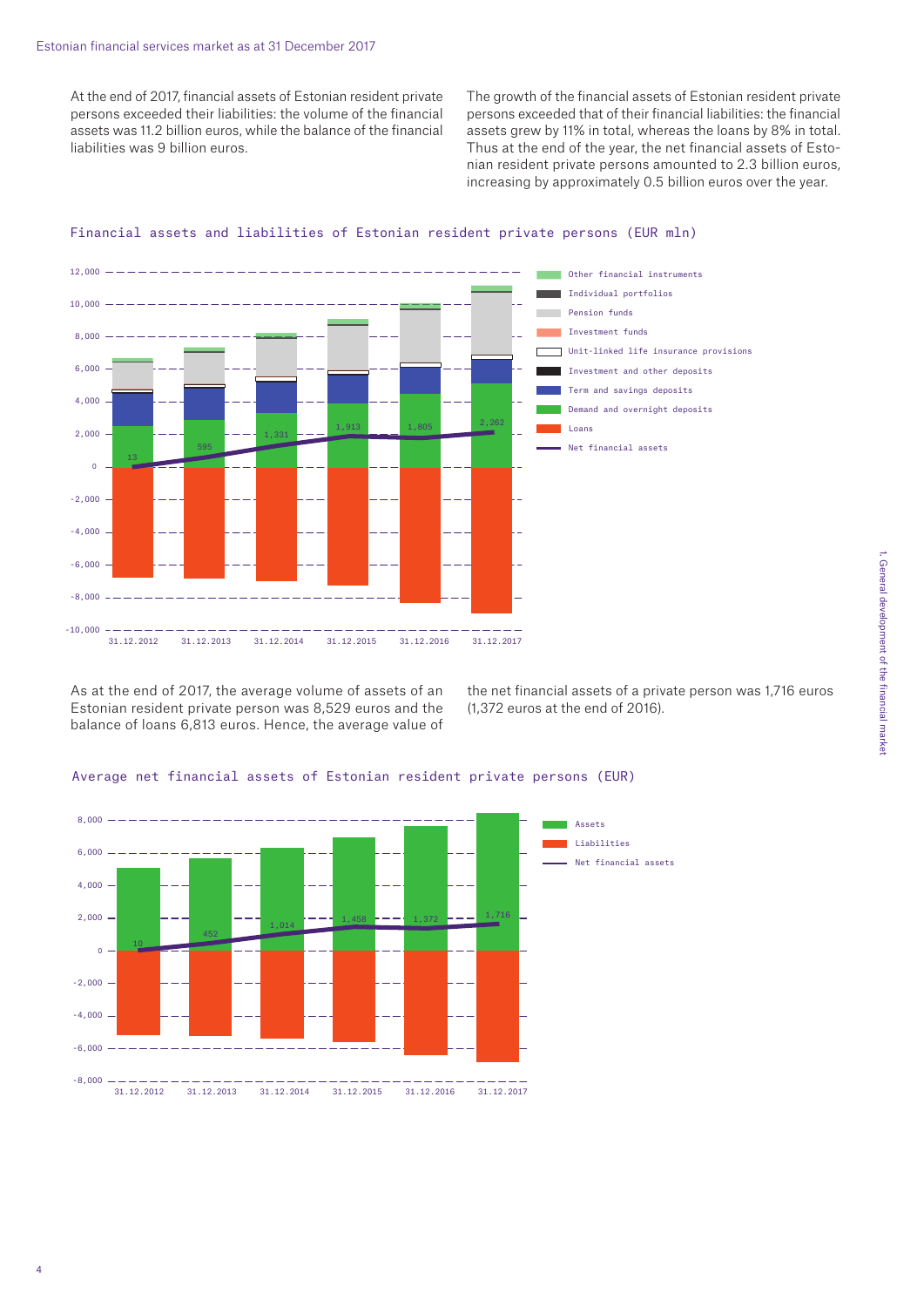At the end of 2017, financial assets of Estonian resident private persons exceeded their liabilities: the volume of the financial assets was 11.2 billion euros, while the balance of the financial liabilities was 9 billion euros.

The growth of the financial assets of Estonian resident private persons exceeded that of their financial liabilities: the financial assets grew by 11% in total, whereas the loans by 8% in total. Thus at the end of the year, the net financial assets of Estonian resident private persons amounted to 2.3 billion euros, increasing by approximately 0.5 billion euros over the year.

Financial assets and liabilities of Estonian resident private persons (EUR mln)

| | 31.12.2012 | 31.12.2013 | 31.12.2014 | 31.12.2015 | 31.12.2016 | 31.12.2017 |
|---|---|---|---|---|---|---|
| Net financial assets | 13 | 595 | 1,331 | 1,913 | 1,805 | 2,262 |

Legend: Other financial instruments; Individual portfolios; Pension funds; Investment funds; Unit-linked life insurance provisions; Investment and other deposits; Term and savings deposits; Demand and overnight deposits; Loans; Net financial assets

As at the end of 2017, the average volume of assets of an Estonian resident private person was 8,529 euros and the balance of loans 6,813 euros. Hence, the average value of the net financial assets of a private person was 1,716 euros (1,372 euros at the end of 2016).

Average net financial assets of Estonian resident private persons (EUR)

| | 31.12.2012 | 31.12.2013 | 31.12.2014 | 31.12.2015 | 31.12.2016 | 31.12.2017 |
|---|---|---|---|---|---|---|
| Net financial assets | 10 | 452 | 1,014 | 1,458 | 1,372 | 1,716 |

Legend: Assets; Liabilities; Net financial assets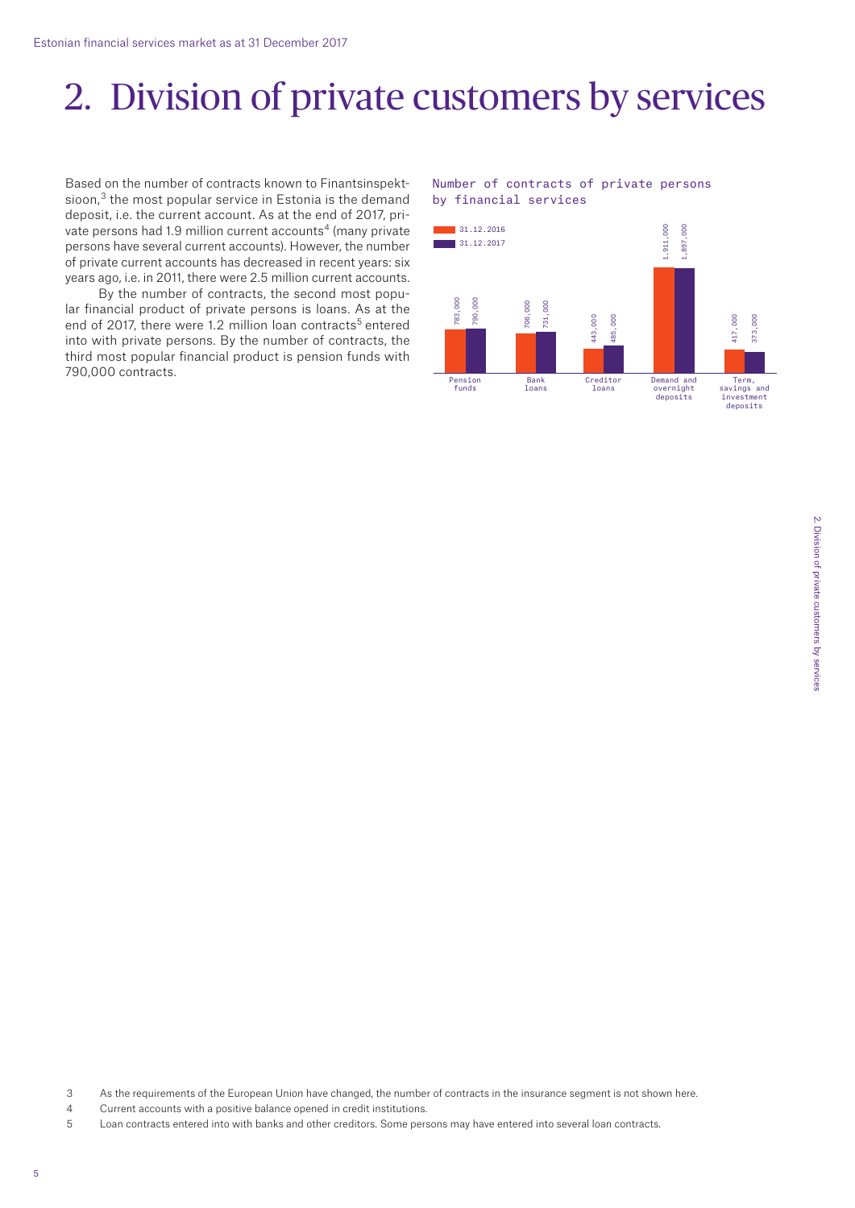# 2. Division of private customers by services

Based on the number of contracts known to Finantsinspektsioon,[3] the most popular service in Estonia is the demand deposit, i.e. the current account. As at the end of 2017, private persons had 1.9 million current accounts[4] (many private persons have several current accounts). However, the number of private current accounts has decreased in recent years: six years ago, i.e. in 2011, there were 2.5 million current accounts.

By the number of contracts, the second most popular financial product of private persons is loans. As at the end of 2017, there were 1.2 million loan contracts[5] entered into with private persons. By the number of contracts, the third most popular financial product is pension funds with 790,000 contracts.

Number of contracts of private persons by financial services

| | 31.12.2016 | 31.12.2017 |
|---|---|---|
| Pension funds | 783,000 | 790,000 |
| Bank loans | 706,000 | 731,000 |
| Creditor loans | 443,000 | 485,000 |
| Demand and overnight deposits | 1,911,000 | 1,897,000 |
| Term, savings and investment deposits | 417,000 | 373,000 |

3 As the requirements of the European Union have changed, the number of contracts in the insurance segment is not shown here.

4 Current accounts with a positive balance opened in credit institutions.

5 Loan contracts entered into with banks and other creditors. Some persons may have entered into several loan contracts.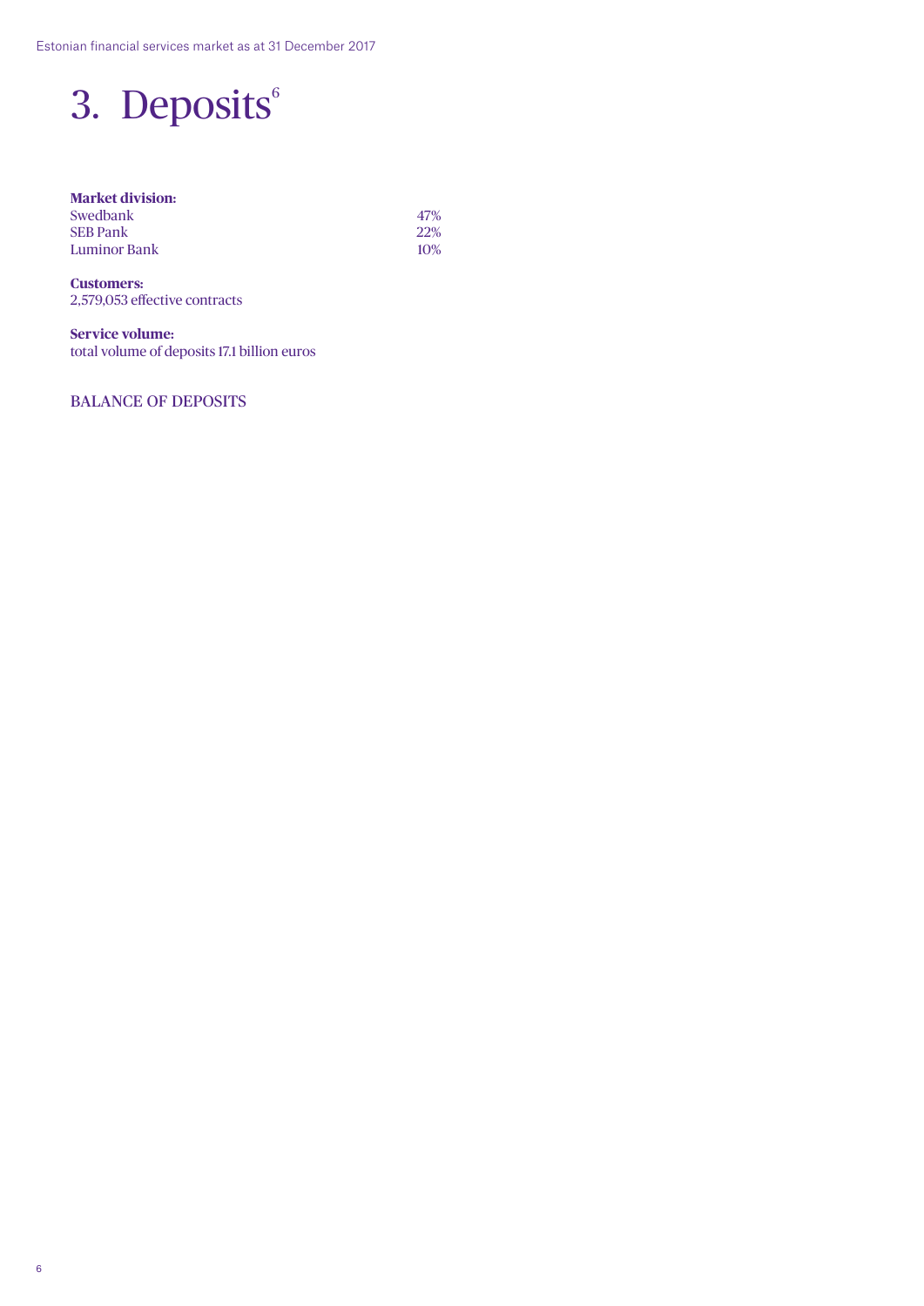# 3. Deposits[6]

**Market division:**

| | |
|---|---|
| Swedbank | 47% |
| SEB Pank | 22% |
| Luminor Bank | 10% |

**Customers:**
2,579,053 effective contracts

**Service volume:**
total volume of deposits 17.1 billion euros

BALANCE OF DEPOSITS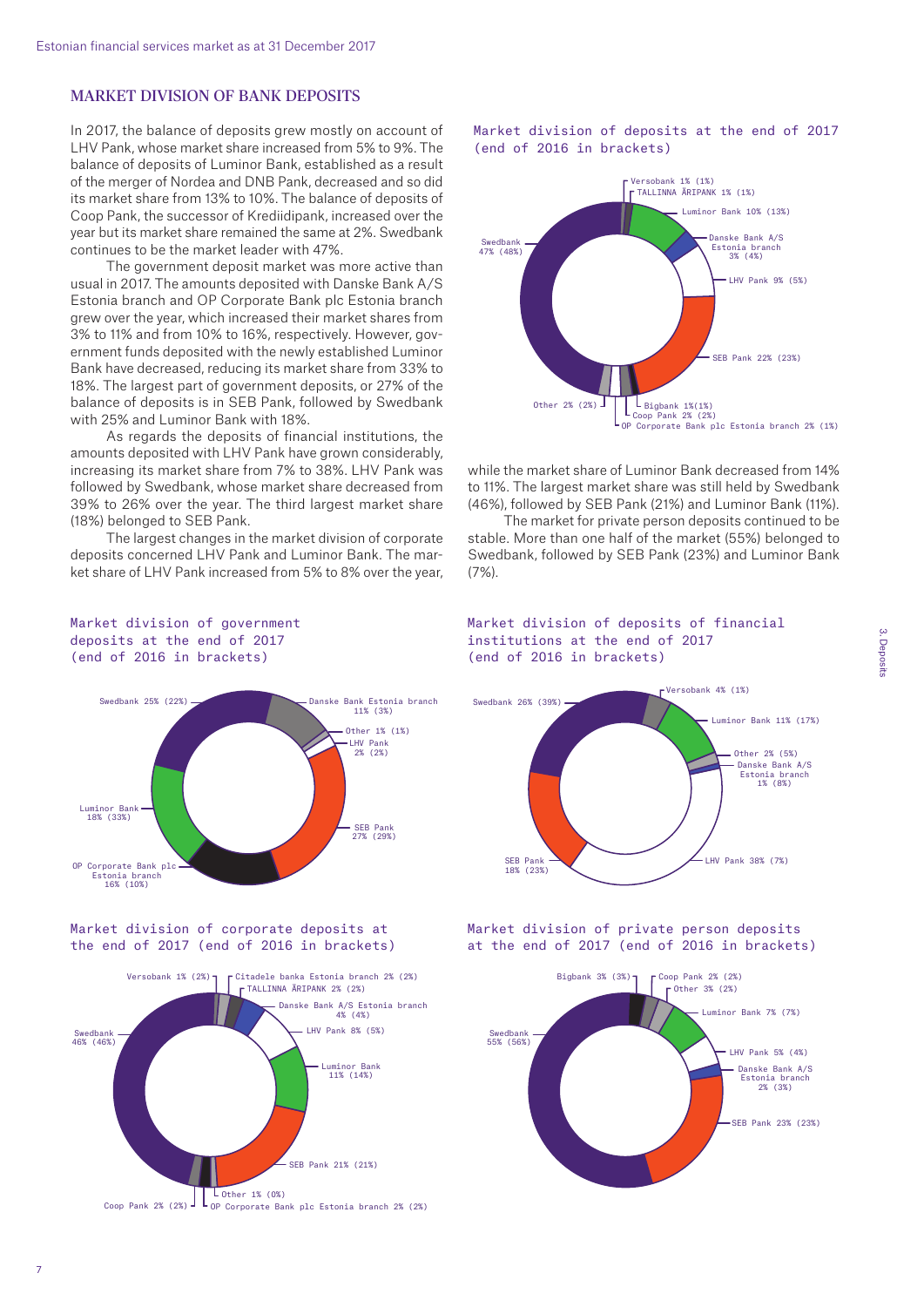## MARKET DIVISION OF BANK DEPOSITS

In 2017, the balance of deposits grew mostly on account of LHV Pank, whose market share increased from 5% to 9%. The balance of deposits of Luminor Bank, established as a result of the merger of Nordea and DNB Pank, decreased and so did its market share from 13% to 10%. The balance of deposits of Coop Pank, the successor of Krediidipank, increased over the year but its market share remained the same at 2%. Swedbank continues to be the market leader with 47%.

The government deposit market was more active than usual in 2017. The amounts deposited with Danske Bank A/S Estonia branch and OP Corporate Bank plc Estonia branch grew over the year, which increased their market shares from 3% to 11% and from 10% to 16%, respectively. However, government funds deposited with the newly established Luminor Bank have decreased, reducing its market share from 33% to 18%. The largest part of government deposits, or 27% of the balance of deposits is in SEB Pank, followed by Swedbank with 25% and Luminor Bank with 18%.

As regards the deposits of financial institutions, the amounts deposited with LHV Pank have grown considerably, increasing its market share from 7% to 38%. LHV Pank was followed by Swedbank, whose market share decreased from 39% to 26% over the year. The third largest market share (18%) belonged to SEB Pank.

The largest changes in the market division of corporate deposits concerned LHV Pank and Luminor Bank. The market share of LHV Pank increased from 5% to 8% over the year, while the market share of Luminor Bank decreased from 14% to 11%. The largest market share was still held by Swedbank (46%), followed by SEB Pank (21%) and Luminor Bank (11%).

The market for private person deposits continued to be stable. More than one half of the market (55%) belonged to Swedbank, followed by SEB Pank (23%) and Luminor Bank (7%).

Market division of deposits at the end of 2017 (end of 2016 in brackets)

| Bank | 2017 | 2016 |
|---|---|---|
| Swedbank | 47% | (48%) |
| SEB Pank | 22% | (23%) |
| Luminor Bank | 10% | (13%) |
| LHV Pank | 9% | (5%) |
| Danske Bank A/S Estonia branch | 3% | (4%) |
| Coop Pank | 2% | (2%) |
| OP Corporate Bank plc Estonia branch | 2% | (1%) |
| Other | 2% | (2%) |
| Versobank | 1% | (1%) |
| TALLINNA ÄRIPANK | 1% | (1%) |
| Bigbank | 1% | (1%) |

Market division of government deposits at the end of 2017 (end of 2016 in brackets)

| Bank | 2017 | 2016 |
|---|---|---|
| SEB Pank | 27% | (29%) |
| Swedbank | 25% | (22%) |
| Luminor Bank | 18% | (33%) |
| OP Corporate Bank plc Estonia branch | 16% | (10%) |
| Danske Bank Estonia branch | 11% | (3%) |
| LHV Pank | 2% | (2%) |
| Other | 1% | (1%) |

Market division of deposits of financial institutions at the end of 2017 (end of 2016 in brackets)

| Bank | 2017 | 2016 |
|---|---|---|
| LHV Pank | 38% | (7%) |
| Swedbank | 26% | (39%) |
| SEB Pank | 18% | (23%) |
| Luminor Bank | 11% | (17%) |
| Versobank | 4% | (1%) |
| Other | 2% | (5%) |
| Danske Bank A/S Estonia branch | 1% | (8%) |

Market division of corporate deposits at the end of 2017 (end of 2016 in brackets)

| Bank | 2017 | 2016 |
|---|---|---|
| Swedbank | 46% | (46%) |
| SEB Pank | 21% | (21%) |
| Luminor Bank | 11% | (14%) |
| LHV Pank | 8% | (5%) |
| Danske Bank A/S Estonia branch | 4% | (4%) |
| Citadele banka Estonia branch | 2% | (2%) |
| TALLINNA ÄRIPANK | 2% | (2%) |
| Coop Pank | 2% | (2%) |
| OP Corporate Bank plc Estonia branch | 2% | (2%) |
| Versobank | 1% | (2%) |
| Other | 1% | (0%) |

Market division of private person deposits at the end of 2017 (end of 2016 in brackets)

| Bank | 2017 | 2016 |
|---|---|---|
| Swedbank | 55% | (56%) |
| SEB Pank | 23% | (23%) |
| Luminor Bank | 7% | (7%) |
| LHV Pank | 5% | (4%) |
| Bigbank | 3% | (3%) |
| Other | 3% | (2%) |
| Coop Pank | 2% | (2%) |
| Danske Bank A/S Estonia branch | 2% | (3%) |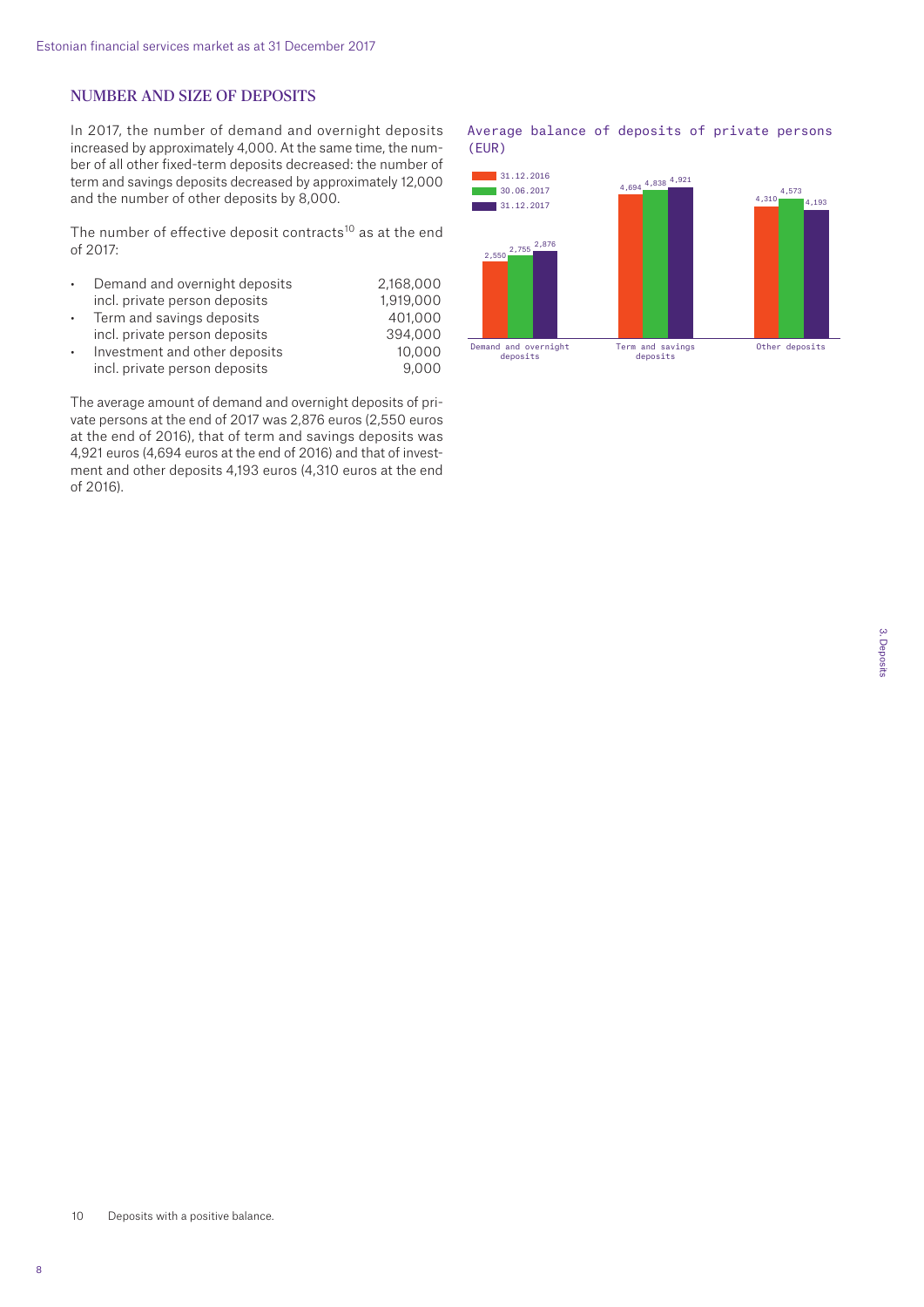## NUMBER AND SIZE OF DEPOSITS

In 2017, the number of demand and overnight deposits increased by approximately 4,000. At the same time, the number of all other fixed-term deposits decreased: the number of term and savings deposits decreased by approximately 12,000 and the number of other deposits by 8,000.

The number of effective deposit contracts[10] as at the end of 2017:

| | |
|---|---|
| • Demand and overnight deposits | 2,168,000 |
| incl. private person deposits | 1,919,000 |
| • Term and savings deposits | 401,000 |
| incl. private person deposits | 394,000 |
| • Investment and other deposits | 10,000 |
| incl. private person deposits | 9,000 |

The average amount of demand and overnight deposits of private persons at the end of 2017 was 2,876 euros (2,550 euros at the end of 2016), that of term and savings deposits was 4,921 euros (4,694 euros at the end of 2016) and that of investment and other deposits 4,193 euros (4,310 euros at the end of 2016).

Average balance of deposits of private persons (EUR)

| | 31.12.2016 | 30.06.2017 | 31.12.2017 |
|---|---|---|---|
| Demand and overnight deposits | 2,550 | 2,755 | 2,876 |
| Term and savings deposits | 4,694 | 4,838 | 4,921 |
| Other deposits | 4,310 | 4,573 | 4,193 |

10 Deposits with a positive balance.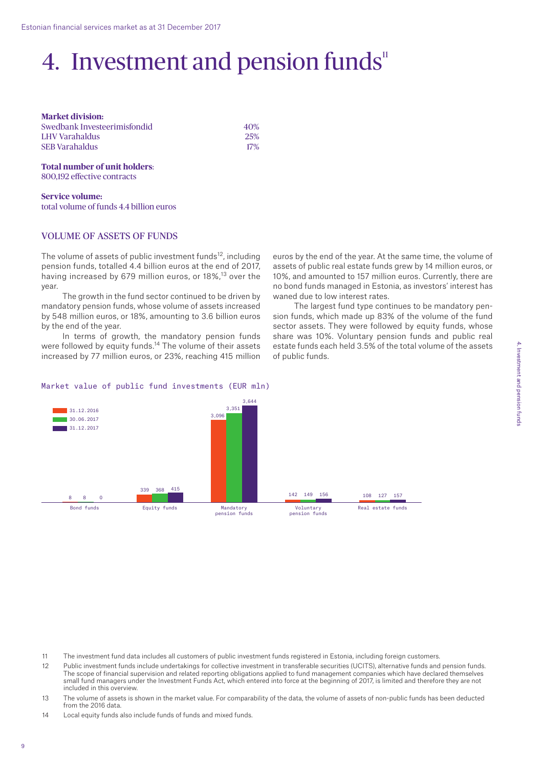# 4. Investment and pension funds[11]

**Market division:**

| | |
|---|---|
| Swedbank Investeerimisfondid | 40% |
| LHV Varahaldus | 25% |
| SEB Varahaldus | 17% |

**Total number of unit holders**:
800,192 effective contracts

**Service volume:**
total volume of funds 4.4 billion euros

## VOLUME OF ASSETS OF FUNDS

The volume of assets of public investment funds[12], including pension funds, totalled 4.4 billion euros at the end of 2017, having increased by 679 million euros, or 18%,[13] over the year.

The growth in the fund sector continued to be driven by mandatory pension funds, whose volume of assets increased by 548 million euros, or 18%, amounting to 3.6 billion euros by the end of the year.

In terms of growth, the mandatory pension funds were followed by equity funds.[14] The volume of their assets increased by 77 million euros, or 23%, reaching 415 million euros by the end of the year. At the same time, the volume of assets of public real estate funds grew by 14 million euros, or 10%, and amounted to 157 million euros. Currently, there are no bond funds managed in Estonia, as investors' interest has waned due to low interest rates.

The largest fund type continues to be mandatory pension funds, which made up 83% of the volume of the fund sector assets. They were followed by equity funds, whose share was 10%. Voluntary pension funds and public real estate funds each held 3.5% of the total volume of the assets of public funds.

Market value of public fund investments (EUR mln)

| | 31.12.2016 | 30.06.2017 | 31.12.2017 |
|---|---|---|---|
| Bond funds | 8 | 8 | 0 |
| Equity funds | 339 | 368 | 415 |
| Mandatory pension funds | 3,096 | 3,351 | 3,644 |
| Voluntary pension funds | 142 | 149 | 156 |
| Real estate funds | 108 | 127 | 157 |

11 The investment fund data includes all customers of public investment funds registered in Estonia, including foreign customers.

12 Public investment funds include undertakings for collective investment in transferable securities (UCITS), alternative funds and pension funds. The scope of financial supervision and related reporting obligations applied to fund management companies which have declared themselves small fund managers under the Investment Funds Act, which entered into force at the beginning of 2017, is limited and therefore they are not included in this overview.

13 The volume of assets is shown in the market value. For comparability of the data, the volume of assets of non-public funds has been deducted from the 2016 data.

14 Local equity funds also include funds of funds and mixed funds.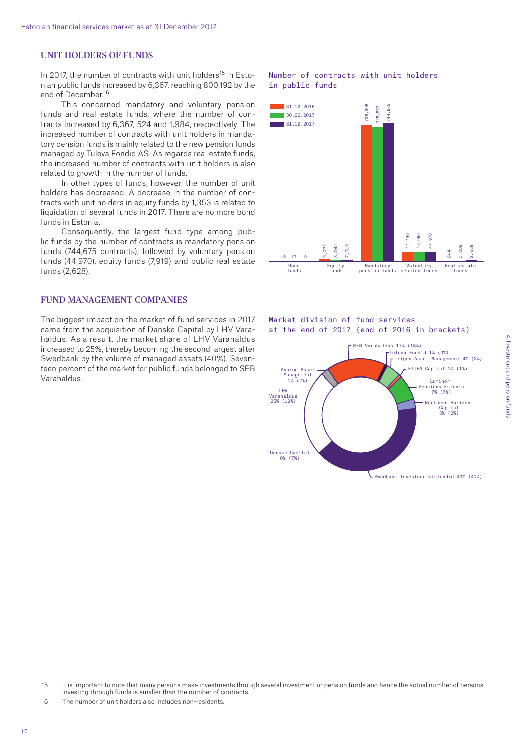## UNIT HOLDERS OF FUNDS

In 2017, the number of contracts with unit holders[15] in Estonian public funds increased by 6,367, reaching 800,192 by the end of December.[16]

This concerned mandatory and voluntary pension funds and real estate funds, where the number of contracts increased by 6,367, 524 and 1,984, respectively. The increased number of contracts with unit holders in mandatory pension funds is mainly related to the new pension funds managed by Tuleva Fondid AS. As regards real estate funds, the increased number of contracts with unit holders is also related to growth in the number of funds.

In other types of funds, however, the number of unit holders has decreased. A decrease in the number of contracts with unit holders in equity funds by 1,353 is related to liquidation of several funds in 2017. There are no more bond funds in Estonia.

Consequently, the largest fund type among public funds by the number of contracts is mandatory pension funds (744,675 contracts), followed by voluntary pension funds (44,970), equity funds (7,919) and public real estate funds (2,628).

Number of contracts with unit holders in public funds

| | 31.12.2016 | 30.06.2017 | 31.12.2017 |
|---|---|---|---|
| Bond funds | 15 | 17 | 0 |
| Equity funds | 9,272 | 8,042 | 7,919 |
| Mandatory pension funds | 738,308 | 728,877 | 744,675 |
| Voluntary pension funds | 44,446 | 45,065 | 44,970 |
| Real estate funds | 644 | 1,009 | 2,628 |

## FUND MANAGEMENT COMPANIES

The biggest impact on the market of fund services in 2017 came from the acquisition of Danske Capital by LHV Varahaldus. As a result, the market share of LHV Varahaldus increased to 25%, thereby becoming the second largest after Swedbank by the volume of managed assets (40%). Seventeen percent of the market for public funds belonged to SEB Varahaldus.

Market division of fund services at the end of 2017 (end of 2016 in brackets)

- SEB Varahaldus 17% (18%)
- Tuleva Fondid 1% (0%)
- Trigon Asset Management 4% (3%)
- EfTEN Capital 1% (1%)
- Luminor Pensions Estonia 7% (7%)
- Northern Horizon Capital 3% (2%)
- Swedbank Investeerimisfondid 40% (41%)
- Danske Capital 0% (7%)
- LHV Varahaldus 25% (19%)
- Avaron Asset Management 2% (2%)

15 It is important to note that many persons make investments through several investment or pension funds and hence the actual number of persons investing through funds is smaller than the number of contracts.

16 The number of unit holders also includes non-residents.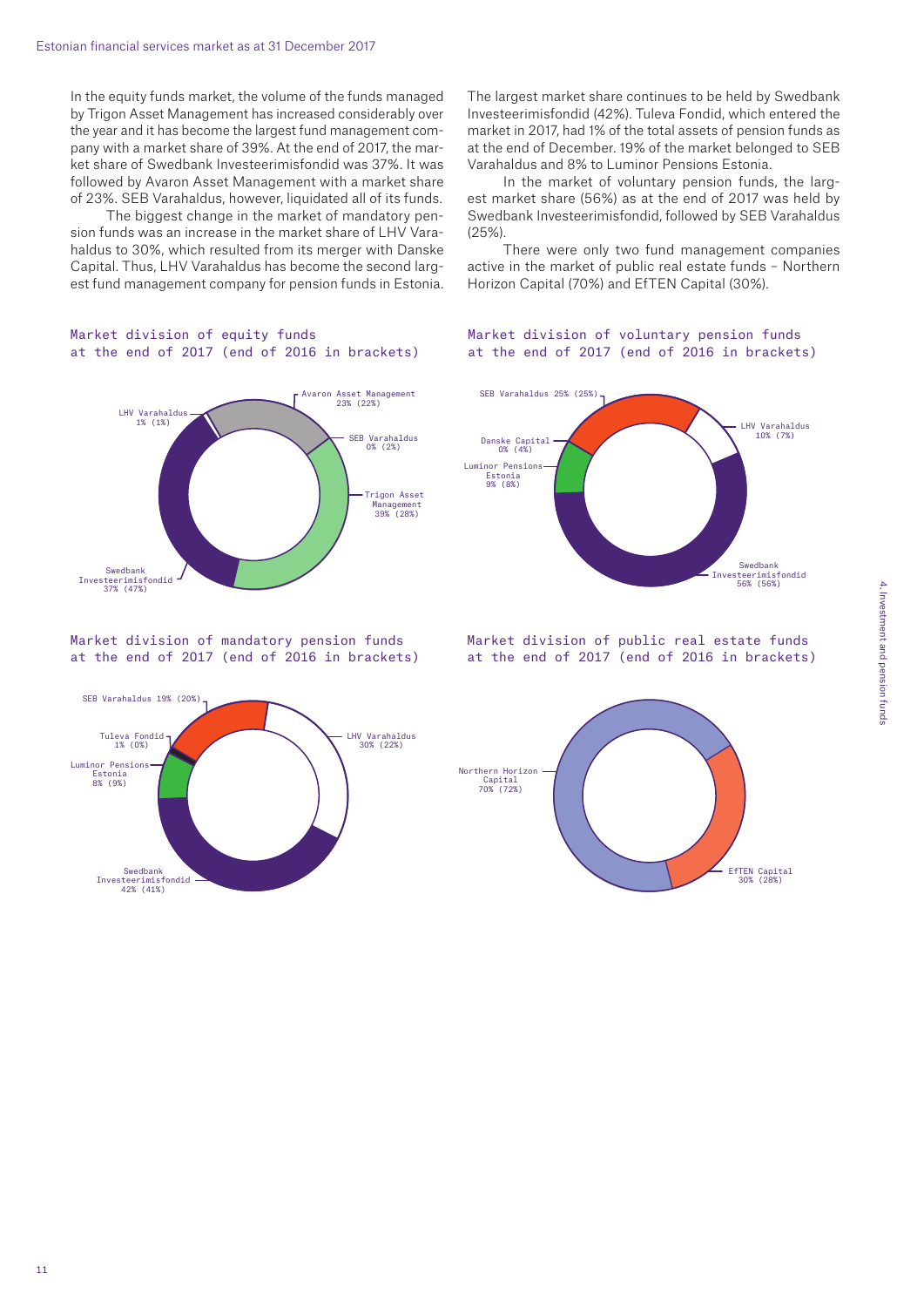In the equity funds market, the volume of the funds managed by Trigon Asset Management has increased considerably over the year and it has become the largest fund management company with a market share of 39%. At the end of 2017, the market share of Swedbank Investeerimisfondid was 37%. It was followed by Avaron Asset Management with a market share of 23%. SEB Varahaldus, however, liquidated all of its funds.

The biggest change in the market of mandatory pension funds was an increase in the market share of LHV Varahaldus to 30%, which resulted from its merger with Danske Capital. Thus, LHV Varahaldus has become the second largest fund management company for pension funds in Estonia.

The largest market share continues to be held by Swedbank Investeerimisfondid (42%). Tuleva Fondid, which entered the market in 2017, had 1% of the total assets of pension funds as at the end of December. 19% of the market belonged to SEB Varahaldus and 8% to Luminor Pensions Estonia.

In the market of voluntary pension funds, the largest market share (56%) as at the end of 2017 was held by Swedbank Investeerimisfondid, followed by SEB Varahaldus (25%).

There were only two fund management companies active in the market of public real estate funds – Northern Horizon Capital (70%) and EfTEN Capital (30%).

Market division of equity funds at the end of 2017 (end of 2016 in brackets)

| Company | Share |
|---|---|
| Trigon Asset Management | 39% (28%) |
| Swedbank Investeerimisfondid | 37% (47%) |
| Avaron Asset Management | 23% (22%) |
| LHV Varahaldus | 1% (1%) |
| SEB Varahaldus | 0% (2%) |

Market division of voluntary pension funds at the end of 2017 (end of 2016 in brackets)

| Company | Share |
|---|---|
| Swedbank Investeerimisfondid | 56% (56%) |
| SEB Varahaldus | 25% (25%) |
| LHV Varahaldus | 10% (7%) |
| Luminor Pensions Estonia | 9% (8%) |
| Danske Capital | 0% (4%) |

Market division of mandatory pension funds at the end of 2017 (end of 2016 in brackets)

| Company | Share |
|---|---|
| Swedbank Investeerimisfondid | 42% (41%) |
| LHV Varahaldus | 30% (22%) |
| SEB Varahaldus | 19% (20%) |
| Luminor Pensions Estonia | 8% (9%) |
| Tuleva Fondid | 1% (0%) |

Market division of public real estate funds at the end of 2017 (end of 2016 in brackets)

| Company | Share |
|---|---|
| Northern Horizon Capital | 70% (72%) |
| EfTEN Capital | 30% (28%) |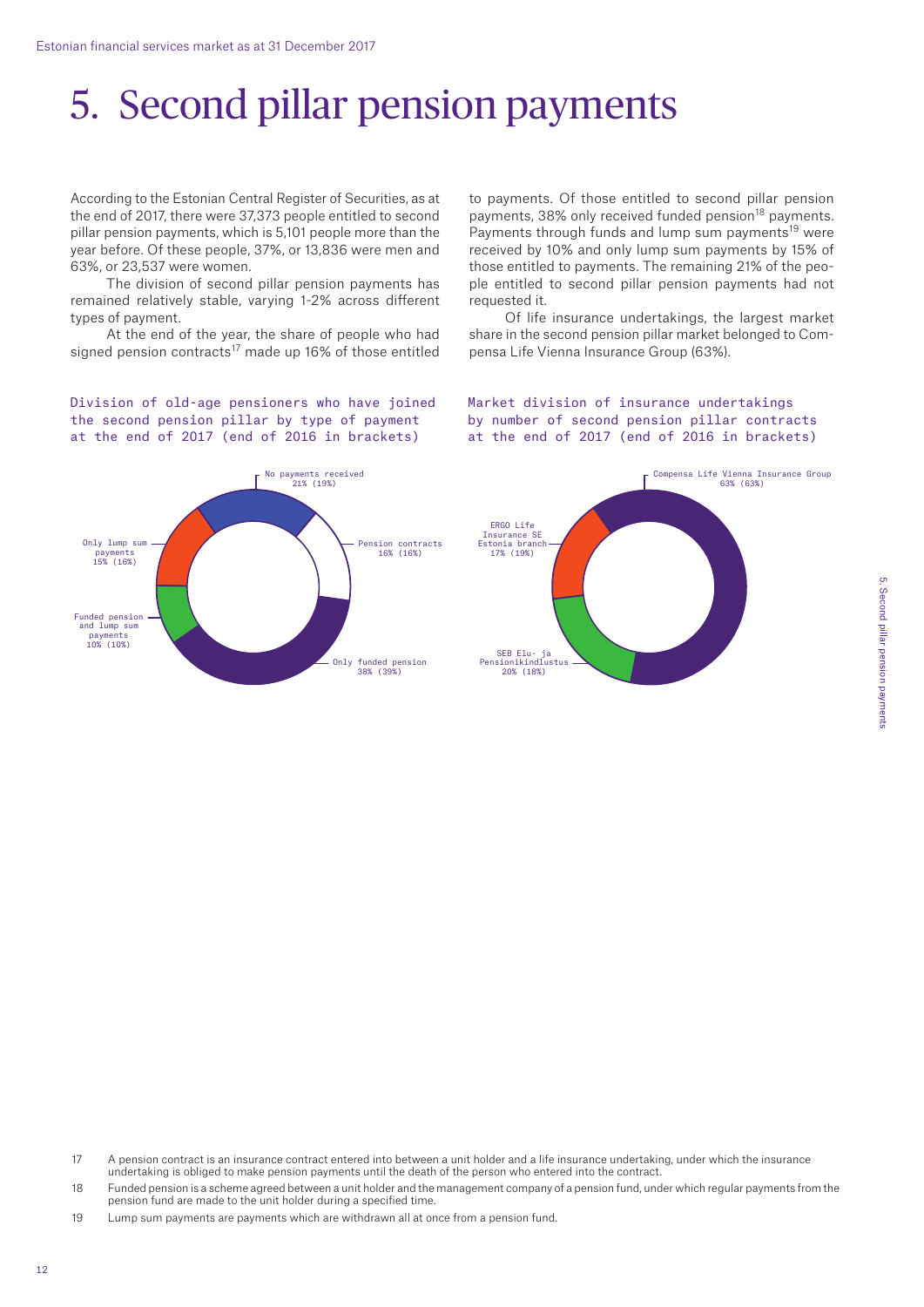# 5. Second pillar pension payments

According to the Estonian Central Register of Securities, as at the end of 2017, there were 37,373 people entitled to second pillar pension payments, which is 5,101 people more than the year before. Of these people, 37%, or 13,836 were men and 63%, or 23,537 were women.

The division of second pillar pension payments has remained relatively stable, varying 1-2% across different types of payment.

At the end of the year, the share of people who had signed pension contracts[17] made up 16% of those entitled to payments. Of those entitled to second pillar pension payments, 38% only received funded pension[18] payments. Payments through funds and lump sum payments[19] were received by 10% and only lump sum payments by 15% of those entitled to payments. The remaining 21% of the people entitled to second pillar pension payments had not requested it.

Of life insurance undertakings, the largest market share in the second pension pillar market belonged to Compensa Life Vienna Insurance Group (63%).

Division of old-age pensioners who have joined the second pension pillar by type of payment at the end of 2017 (end of 2016 in brackets)

| Type of payment | 2017 (2016) |
|---|---|
| No payments received | 21% (19%) |
| Pension contracts | 16% (16%) |
| Only funded pension | 38% (39%) |
| Funded pension and lump sum payments | 10% (10%) |
| Only lump sum payments | 15% (16%) |

Market division of insurance undertakings by number of second pension pillar contracts at the end of 2017 (end of 2016 in brackets)

| Insurance undertaking | 2017 (2016) |
|---|---|
| Compensa Life Vienna Insurance Group | 63% (63%) |
| SEB Elu- ja Pensionikindlustus | 20% (18%) |
| ERGO Life Insurance SE Estonia branch | 17% (19%) |

17 A pension contract is an insurance contract entered into between a unit holder and a life insurance undertaking, under which the insurance undertaking is obliged to make pension payments until the death of the person who entered into the contract.

18 Funded pension is a scheme agreed between a unit holder and the management company of a pension fund, under which regular payments from the pension fund are made to the unit holder during a specified time.

19 Lump sum payments are payments which are withdrawn all at once from a pension fund.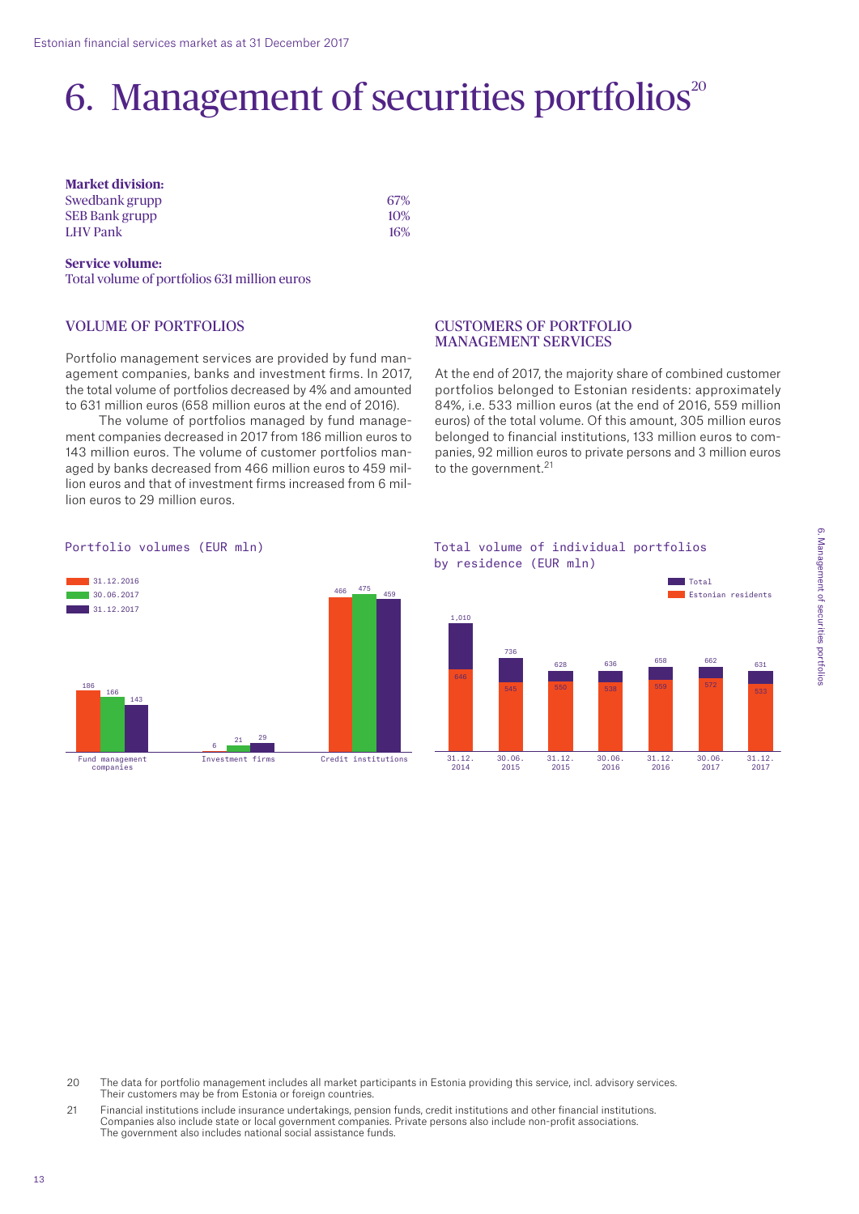# 6. Management of securities portfolios[20]

**Market division:**

| | |
|---|---|
| Swedbank grupp | 67% |
| SEB Bank grupp | 10% |
| LHV Pank | 16% |

**Service volume:**
Total volume of portfolios 631 million euros

## VOLUME OF PORTFOLIOS

Portfolio management services are provided by fund management companies, banks and investment firms. In 2017, the total volume of portfolios decreased by 4% and amounted to 631 million euros (658 million euros at the end of 2016).

The volume of portfolios managed by fund management companies decreased in 2017 from 186 million euros to 143 million euros. The volume of customer portfolios managed by banks decreased from 466 million euros to 459 million euros and that of investment firms increased from 6 million euros to 29 million euros.

## CUSTOMERS OF PORTFOLIO MANAGEMENT SERVICES

At the end of 2017, the majority share of combined customer portfolios belonged to Estonian residents: approximately 84%, i.e. 533 million euros (at the end of 2016, 559 million euros) of the total volume. Of this amount, 305 million euros belonged to financial institutions, 133 million euros to companies, 92 million euros to private persons and 3 million euros to the government.[21]

Portfolio volumes (EUR mln)

| | 31.12.2016 | 30.06.2017 | 31.12.2017 |
|---|---|---|---|
| Fund management companies | 186 | 166 | 143 |
| Investment firms | 6 | 21 | 29 |
| Credit institutions | 466 | 475 | 459 |

Total volume of individual portfolios by residence (EUR mln)

| | 31.12.2014 | 30.06.2015 | 31.12.2015 | 30.06.2016 | 31.12.2016 | 30.06.2017 | 31.12.2017 |
|---|---|---|---|---|---|---|---|
| Total | 1,010 | 736 | 628 | 636 | 658 | 662 | 631 |
| Estonian residents | 646 | 545 | 550 | 538 | 559 | 572 | 533 |

20 The data for portfolio management includes all market participants in Estonia providing this service, incl. advisory services. Their customers may be from Estonia or foreign countries.

21 Financial institutions include insurance undertakings, pension funds, credit institutions and other financial institutions. Companies also include state or local government companies. Private persons also include non-profit associations. The government also includes national social assistance funds.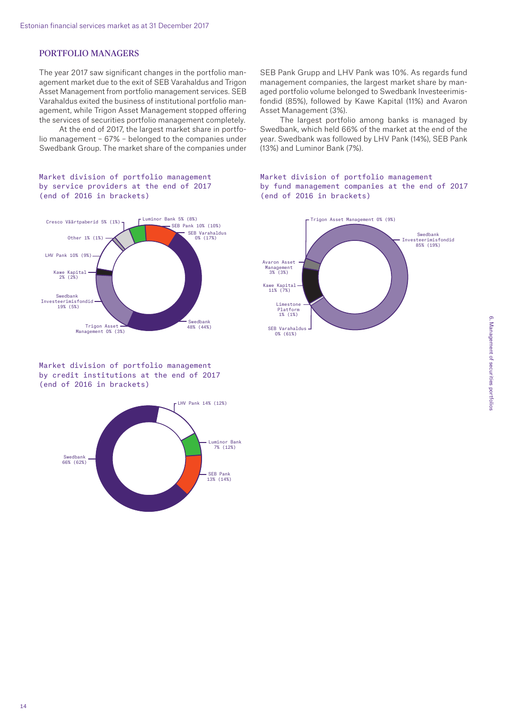## PORTFOLIO MANAGERS

The year 2017 saw significant changes in the portfolio management market due to the exit of SEB Varahaldus and Trigon Asset Management from portfolio management services. SEB Varahaldus exited the business of institutional portfolio management, while Trigon Asset Management stopped offering the services of securities portfolio management completely.

At the end of 2017, the largest market share in portfolio management – 67% – belonged to the companies under Swedbank Group. The market share of the companies under SEB Pank Grupp and LHV Pank was 10%. As regards fund management companies, the largest market share by managed portfolio volume belonged to Swedbank Investeerimisfondid (85%), followed by Kawe Kapital (11%) and Avaron Asset Management (3%).

The largest portfolio among banks is managed by Swedbank, which held 66% of the market at the end of the year. Swedbank was followed by LHV Pank (14%), SEB Pank (13%) and Luminor Bank (7%).

Market division of portfolio management by service providers at the end of 2017 (end of 2016 in brackets)

| Service provider | 2017 | (2016) |
|---|---|---|
| Swedbank | 48% | (44%) |
| Swedbank Investeerimisfondid | 19% | (5%) |
| SEB Pank | 10% | (10%) |
| LHV Pank | 10% | (9%) |
| Luminor Bank | 5% | (8%) |
| Cresco Väärtpaberid | 5% | (1%) |
| Kawe Kapital | 2% | (2%) |
| Other | 1% | (1%) |
| SEB Varahaldus | 0% | (17%) |
| Trigon Asset Management | 0% | (3%) |

Market division of portfolio management by fund management companies at the end of 2017 (end of 2016 in brackets)

| Fund management company | 2017 | (2016) |
|---|---|---|
| Swedbank Investeerimisfondid | 85% | (19%) |
| Kawe Kapital | 11% | (7%) |
| Avaron Asset Management | 3% | (3%) |
| Limestone Platform | 1% | (1%) |
| SEB Varahaldus | 0% | (61%) |
| Trigon Asset Management | 0% | (9%) |

Market division of portfolio management by credit institutions at the end of 2017 (end of 2016 in brackets)

| Credit institution | 2017 | (2016) |
|---|---|---|
| Swedbank | 66% | (62%) |
| LHV Pank | 14% | (12%) |
| SEB Pank | 13% | (14%) |
| Luminor Bank | 7% | (12%) |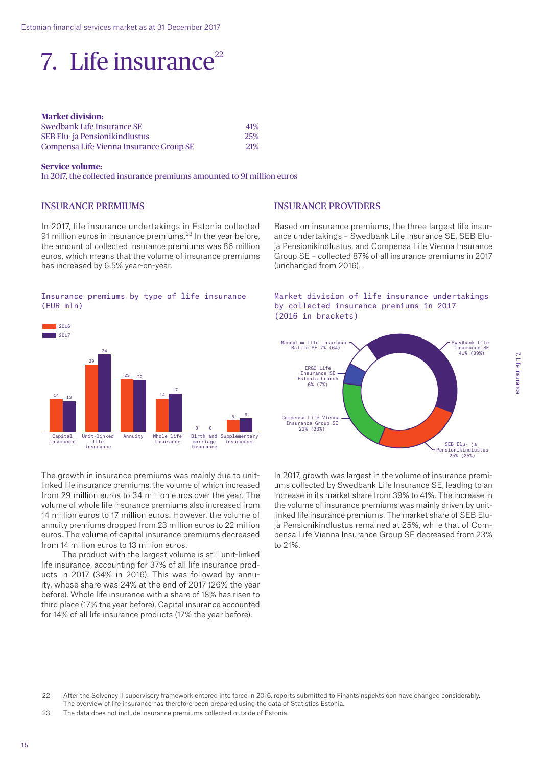# 7. Life insurance[22]

**Market division:**

| | |
|---|---|
| Swedbank Life Insurance SE | 41% |
| SEB Elu- ja Pensionikindlustus | 25% |
| Compensa Life Vienna Insurance Group SE | 21% |

**Service volume:**

In 2017, the collected insurance premiums amounted to 91 million euros

## INSURANCE PREMIUMS

In 2017, life insurance undertakings in Estonia collected 91 million euros in insurance premiums.[23] In the year before, the amount of collected insurance premiums was 86 million euros, which means that the volume of insurance premiums has increased by 6.5% year-on-year.

Insurance premiums by type of life insurance (EUR mln)

| | 2016 | 2017 |
|---|---|---|
| Capital insurance | 14 | 13 |
| Unit-linked life insurance | 29 | 34 |
| Annuity | 23 | 22 |
| Whole life insurance | 14 | 17 |
| Birth and marriage insurance | 0 | 0 |
| Supplementary insurances | 5 | 6 |

The growth in insurance premiums was mainly due to unit-linked life insurance premiums, the volume of which increased from 29 million euros to 34 million euros over the year. The volume of whole life insurance premiums also increased from 14 million euros to 17 million euros. However, the volume of annuity premiums dropped from 23 million euros to 22 million euros. The volume of capital insurance premiums decreased from 14 million euros to 13 million euros.

The product with the largest volume is still unit-linked life insurance, accounting for 37% of all life insurance products in 2017 (34% in 2016). This was followed by annuity, whose share was 24% at the end of 2017 (26% the year before). Whole life insurance with a share of 18% has risen to third place (17% the year before). Capital insurance accounted for 14% of all life insurance products (17% the year before).

## INSURANCE PROVIDERS

Based on insurance premiums, the three largest life insurance undertakings – Swedbank Life Insurance SE, SEB Elu- ja Pensionikindlustus, and Compensa Life Vienna Insurance Group SE – collected 87% of all insurance premiums in 2017 (unchanged from 2016).

Market division of life insurance undertakings by collected insurance premiums in 2017 (2016 in brackets)

| Undertaking | 2017 (2016) |
|---|---|
| Swedbank Life Insurance SE | 41% (39%) |
| SEB Elu- ja Pensionikindlustus | 25% (25%) |
| Compensa Life Vienna Insurance Group SE | 21% (23%) |
| ERGO Life Insurance SE Estonia branch | 6% (7%) |
| Mandatum Life Insurance Baltic SE | 7% (6%) |

In 2017, growth was largest in the volume of insurance premiums collected by Swedbank Life Insurance SE, leading to an increase in its market share from 39% to 41%. The increase in the volume of insurance premiums was mainly driven by unit-linked life insurance premiums. The market share of SEB Elu- ja Pensionikindlustus remained at 25%, while that of Compensa Life Vienna Insurance Group SE decreased from 23% to 21%.

---

22 After the Solvency II supervisory framework entered into force in 2016, reports submitted to Finantsinspektsioon have changed considerably. The overview of life insurance has therefore been prepared using the data of Statistics Estonia.

23 The data does not include insurance premiums collected outside of Estonia.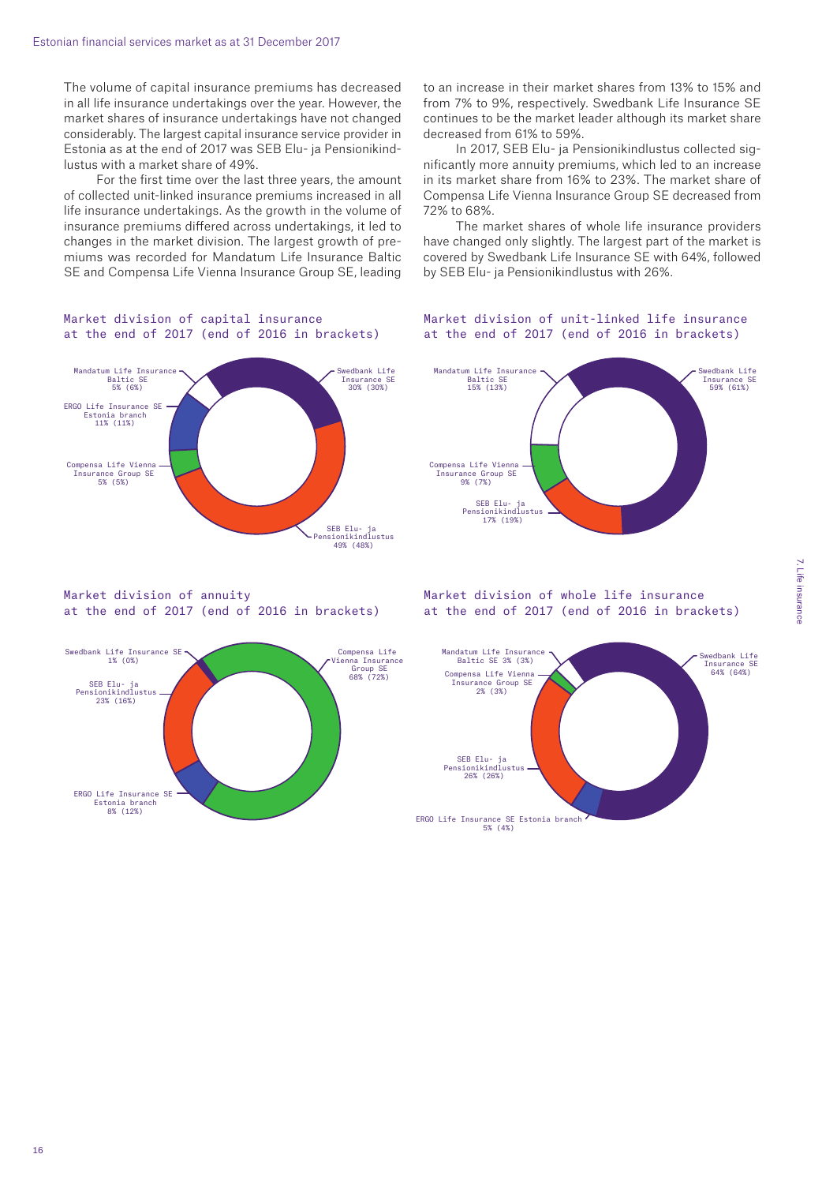The volume of capital insurance premiums has decreased in all life insurance undertakings over the year. However, the market shares of insurance undertakings have not changed considerably. The largest capital insurance service provider in Estonia as at the end of 2017 was SEB Elu- ja Pensionikindlustus with a market share of 49%.

For the first time over the last three years, the amount of collected unit-linked insurance premiums increased in all life insurance undertakings. As the growth in the volume of insurance premiums differed across undertakings, it led to changes in the market division. The largest growth of premiums was recorded for Mandatum Life Insurance Baltic SE and Compensa Life Vienna Insurance Group SE, leading to an increase in their market shares from 13% to 15% and from 7% to 9%, respectively. Swedbank Life Insurance SE continues to be the market leader although its market share decreased from 61% to 59%.

In 2017, SEB Elu- ja Pensionikindlustus collected significantly more annuity premiums, which led to an increase in its market share from 16% to 23%. The market share of Compensa Life Vienna Insurance Group SE decreased from 72% to 68%.

The market shares of whole life insurance providers have changed only slightly. The largest part of the market is covered by Swedbank Life Insurance SE with 64%, followed by SEB Elu- ja Pensionikindlustus with 26%.

Market division of capital insurance at the end of 2017 (end of 2016 in brackets)

| Undertaking | Market share |
|---|---|
| Swedbank Life Insurance SE | 30% (30%) |
| SEB Elu- ja Pensionikindlustus | 49% (48%) |
| Compensa Life Vienna Insurance Group SE | 5% (5%) |
| ERGO Life Insurance SE Estonia branch | 11% (11%) |
| Mandatum Life Insurance Baltic SE | 5% (6%) |

Market division of unit-linked life insurance at the end of 2017 (end of 2016 in brackets)

| Undertaking | Market share |
|---|---|
| Swedbank Life Insurance SE | 59% (61%) |
| SEB Elu- ja Pensionikindlustus | 17% (19%) |
| Compensa Life Vienna Insurance Group SE | 9% (7%) |
| Mandatum Life Insurance Baltic SE | 15% (13%) |

Market division of annuity at the end of 2017 (end of 2016 in brackets)

| Undertaking | Market share |
|---|---|
| Compensa Life Vienna Insurance Group SE | 68% (72%) |
| ERGO Life Insurance SE Estonia branch | 8% (12%) |
| SEB Elu- ja Pensionikindlustus | 23% (16%) |
| Swedbank Life Insurance SE | 1% (0%) |

Market division of whole life insurance at the end of 2017 (end of 2016 in brackets)

| Undertaking | Market share |
|---|---|
| Swedbank Life Insurance SE | 64% (64%) |
| ERGO Life Insurance SE Estonia branch | 5% (4%) |
| SEB Elu- ja Pensionikindlustus | 26% (26%) |
| Compensa Life Vienna Insurance Group SE | 2% (3%) |
| Mandatum Life Insurance Baltic SE | 3% (3%) |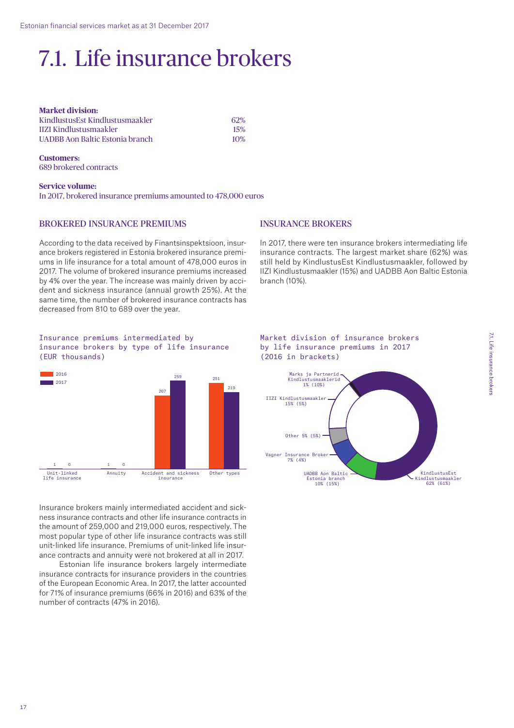# 7.1. Life insurance brokers

**Market division:**

| | |
|---|---|
| KindlustusEst Kindlustusmaakler | 62% |
| IIZI Kindlustusmaakler | 15% |
| UADBB Aon Baltic Estonia branch | 10% |

**Customers:**
689 brokered contracts

**Service volume:**
In 2017, brokered insurance premiums amounted to 478,000 euros

## BROKERED INSURANCE PREMIUMS

According to the data received by Finantsinspektsioon, insurance brokers registered in Estonia brokered insurance premiums in life insurance for a total amount of 478,000 euros in 2017. The volume of brokered insurance premiums increased by 4% over the year. The increase was mainly driven by accident and sickness insurance (annual growth 25%). At the same time, the number of brokered insurance contracts has decreased from 810 to 689 over the year.

Insurance premiums intermediated by insurance brokers by type of life insurance (EUR thousands)

| | 2016 | 2017 |
|---|---|---|
| Unit-linked life insurance | 1 | 0 |
| Annuity | 1 | 0 |
| Accident and sickness insurance | 207 | 259 |
| Other types | 251 | 219 |

Insurance brokers mainly intermediated accident and sickness insurance contracts and other life insurance contracts in the amount of 259,000 and 219,000 euros, respectively. The most popular type of other life insurance contracts was still unit-linked life insurance. Premiums of unit-linked life insurance contracts and annuity were not brokered at all in 2017.

Estonian life insurance brokers largely intermediate insurance contracts for insurance providers in the countries of the European Economic Area. In 2017, the latter accounted for 71% of insurance premiums (66% in 2016) and 63% of the number of contracts (47% in 2016).

## INSURANCE BROKERS

In 2017, there were ten insurance brokers intermediating life insurance contracts. The largest market share (62%) was still held by KindlustusEst Kindlustusmaakler, followed by IIZI Kindlustusmaakler (15%) and UADBB Aon Baltic Estonia branch (10%).

Market division of insurance brokers by life insurance premiums in 2017 (2016 in brackets)

| Broker | 2017 (2016) |
|---|---|
| KindlustusEst Kindlustusmaakler | 62% (61%) |
| IIZI Kindlustusmaakler | 15% (5%) |
| UADBB Aon Baltic Estonia branch | 10% (15%) |
| Vagner Insurance Broker | 7% (4%) |
| Other | 5% (5%) |
| Marks ja Partnerid Kindlustusmaaklerid | 1% (10%) |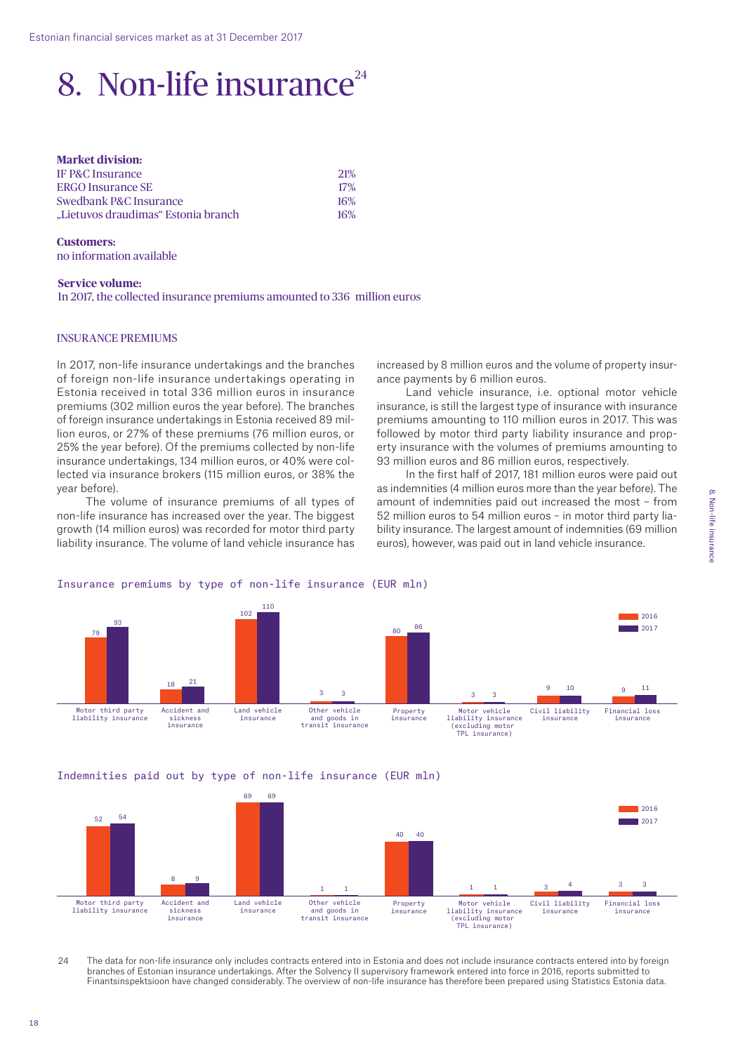# 8. Non-life insurance[24]

**Market division:**

| | |
|---|---|
| IF P&C Insurance | 21% |
| ERGO Insurance SE | 17% |
| Swedbank P&C Insurance | 16% |
| „Lietuvos draudimas" Estonia branch | 16% |

**Customers:**
no information available

**Service volume:**
In 2017, the collected insurance premiums amounted to 336 million euros

## INSURANCE PREMIUMS

In 2017, non-life insurance undertakings and the branches of foreign non-life insurance undertakings operating in Estonia received in total 336 million euros in insurance premiums (302 million euros the year before). The branches of foreign insurance undertakings in Estonia received 89 million euros, or 27% of these premiums (76 million euros, or 25% the year before). Of the premiums collected by non-life insurance undertakings, 134 million euros, or 40% were collected via insurance brokers (115 million euros, or 38% the year before).

The volume of insurance premiums of all types of non-life insurance has increased over the year. The biggest growth (14 million euros) was recorded for motor third party liability insurance. The volume of land vehicle insurance has increased by 8 million euros and the volume of property insurance payments by 6 million euros.

Land vehicle insurance, i.e. optional motor vehicle insurance, is still the largest type of insurance with insurance premiums amounting to 110 million euros in 2017. This was followed by motor third party liability insurance and property insurance with the volumes of premiums amounting to 93 million euros and 86 million euros, respectively.

In the first half of 2017, 181 million euros were paid out as indemnities (4 million euros more than the year before). The amount of indemnities paid out increased the most – from 52 million euros to 54 million euros – in motor third party liability insurance. The largest amount of indemnities (69 million euros), however, was paid out in land vehicle insurance.

Insurance premiums by type of non-life insurance (EUR mln)

| Type | 2016 | 2017 |
|---|---|---|
| Motor third party liability insurance | 79 | 93 |
| Accident and sickness insurance | 18 | 21 |
| Land vehicle insurance | 102 | 110 |
| Other vehicle and goods in transit insurance | 3 | 3 |
| Property insurance | 80 | 86 |
| Motor vehicle liability insurance (excluding motor TPL insurance) | 3 | 3 |
| Civil liability insurance | 9 | 10 |
| Financial loss insurance | 9 | 11 |

Indemnities paid out by type of non-life insurance (EUR mln)

| Type | 2016 | 2017 |
|---|---|---|
| Motor third party liability insurance | 52 | 54 |
| Accident and sickness insurance | 8 | 9 |
| Land vehicle insurance | 69 | 69 |
| Other vehicle and goods in transit insurance | 1 | 1 |
| Property insurance | 40 | 40 |
| Motor vehicle liability insurance (excluding motor TPL insurance) | 1 | 1 |
| Civil liability insurance | 3 | 4 |
| Financial loss insurance | 3 | 3 |

24 The data for non-life insurance only includes contracts entered into in Estonia and does not include insurance contracts entered into by foreign branches of Estonian insurance undertakings. After the Solvency II supervisory framework entered into force in 2016, reports submitted to Finantsinspektsioon have changed considerably. The overview of non-life insurance has therefore been prepared using Statistics Estonia data.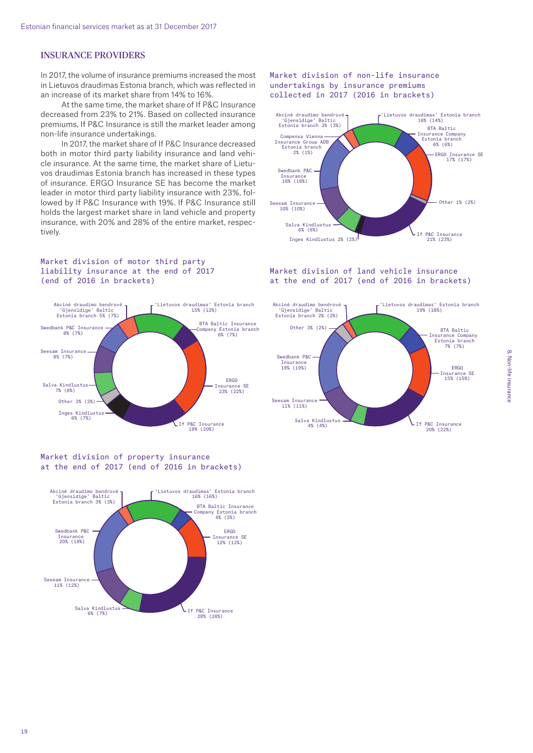## INSURANCE PROVIDERS

In 2017, the volume of insurance premiums increased the most in Lietuvos draudimas Estonia branch, which was reflected in an increase of its market share from 14% to 16%.

At the same time, the market share of If P&C Insurance decreased from 23% to 21%. Based on collected insurance premiums, If P&C Insurance is still the market leader among non-life insurance undertakings.

In 2017, the market share of If P&C Insurance decreased both in motor third party liability insurance and land vehicle insurance. At the same time, the market share of Lietuvos draudimas Estonia branch has increased in these types of insurance. ERGO Insurance SE has become the market leader in motor third party liability insurance with 23%, followed by If P&C Insurance with 19%. If P&C Insurance still holds the largest market share in land vehicle and property insurance, with 20% and 28% of the entire market, respectively.

Market division of non-life insurance undertakings by insurance premiums collected in 2017 (2016 in brackets)

| Insurer | 2017 (2016) |
|---|---|
| 'Lietuvos draudimas' Estonia branch | 16% (14%) |
| BTA Baltic Insurance Company Estonia branch | 6% (6%) |
| ERGO Insurance SE | 17% (17%) |
| Other | 1% (2%) |
| If P&C Insurance | 21% (23%) |
| Inges Kindlustus | 2% (2%) |
| Salva Kindlustus | 6% (6%) |
| Seesam Insurance | 10% (10%) |
| Swedbank P&C Insurance | 16% (16%) |
| Compensa Vienna Insurance Group ADB Estonia branch | 2% (1%) |
| Akcinė draudimo bendrovė 'Gjensidige' Baltic Estonia branch | 3% (3%) |

Market division of motor third party liability insurance at the end of 2017 (end of 2016 in brackets)

| Insurer | 2017 (2016) |
|---|---|
| 'Lietuvos draudimas' Estonia branch | 15% (12%) |
| BTA Baltic Insurance Company Estonia branch | 6% (7%) |
| ERGO Insurance SE | 23% (22%) |
| If P&C Insurance | 19% (20%) |
| Inges Kindlustus | 6% (7%) |
| Other | 3% (3%) |
| Salva Kindlustus | 7% (8%) |
| Seesam Insurance | 8% (7%) |
| Swedbank P&C Insurance | 8% (7%) |
| Akcinė draudimo bendrovė 'Gjensidige' Baltic Estonia branch | 5% (7%) |

Market division of land vehicle insurance at the end of 2017 (end of 2016 in brackets)

| Insurer | 2017 (2016) |
|---|---|
| 'Lietuvos draudimas' Estonia branch | 19% (18%) |
| BTA Baltic Insurance Company Estonia branch | 7% (7%) |
| ERGO Insurance SE | 15% (15%) |
| If P&C Insurance | 20% (22%) |
| Salva Kindlustus | 4% (4%) |
| Seesam Insurance | 11% (11%) |
| Swedbank P&C Insurance | 19% (19%) |
| Other | 3% (2%) |
| Akcinė draudimo bendrovė 'Gjensidige' Baltic Estonia branch | 2% (2%) |

Market division of property insurance at the end of 2017 (end of 2016 in brackets)

| Insurer | 2017 (2016) |
|---|---|
| 'Lietuvos draudimas' Estonia branch | 16% (16%) |
| BTA Baltic Insurance Company Estonia branch | 4% (3%) |
| ERGO Insurance SE | 12% (12%) |
| If P&C Insurance | 28% (28%) |
| Salva Kindlustus | 6% (7%) |
| Seesam Insurance | 11% (12%) |
| Swedbank P&C Insurance | 20% (19%) |
| Akcinė draudimo bendrovė 'Gjensidige' Baltic Estonia branch | 3% (3%) |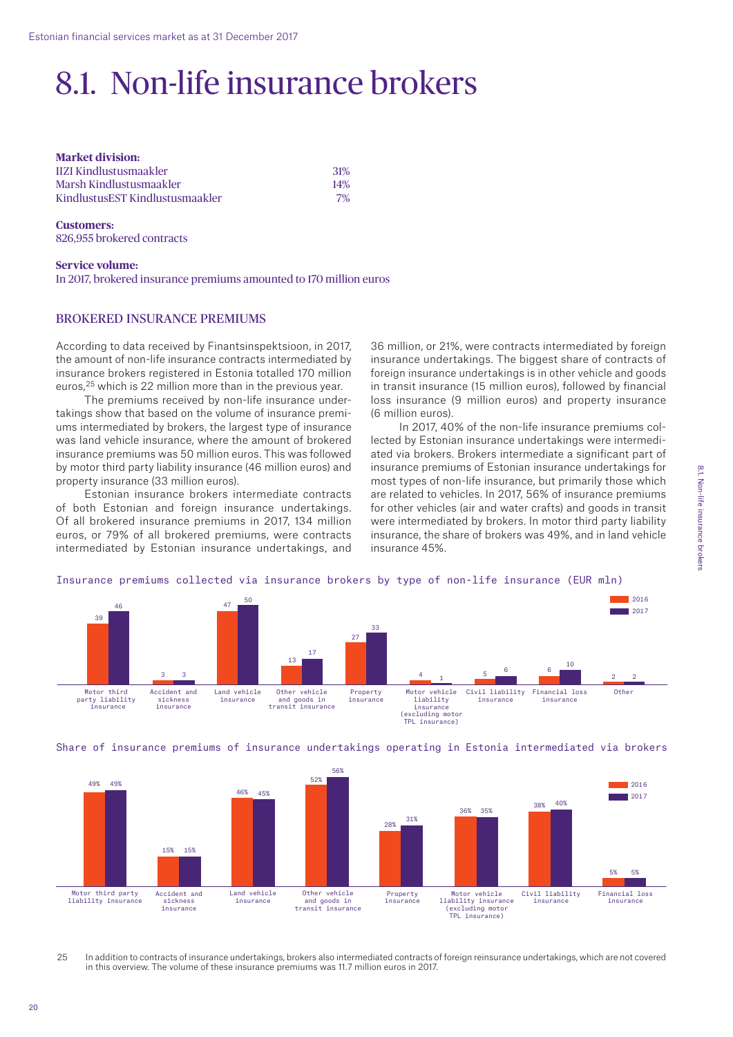# 8.1. Non-life insurance brokers

**Market division:**

| | |
|---|---|
| IIZI Kindlustusmaakler | 31% |
| Marsh Kindlustusmaakler | 14% |
| KindlustusEST Kindlustusmaakler | 7% |

**Customers:**
826,955 brokered contracts

**Service volume:**
In 2017, brokered insurance premiums amounted to 170 million euros

## BROKERED INSURANCE PREMIUMS

According to data received by Finantsinspektsioon, in 2017, the amount of non-life insurance contracts intermediated by insurance brokers registered in Estonia totalled 170 million euros,[25] which is 22 million more than in the previous year.

The premiums received by non-life insurance undertakings show that based on the volume of insurance premiums intermediated by brokers, the largest type of insurance was land vehicle insurance, where the amount of brokered insurance premiums was 50 million euros. This was followed by motor third party liability insurance (46 million euros) and property insurance (33 million euros).

Estonian insurance brokers intermediate contracts of both Estonian and foreign insurance undertakings. Of all brokered insurance premiums in 2017, 134 million euros, or 79% of all brokered premiums, were contracts intermediated by Estonian insurance undertakings, and 36 million, or 21%, were contracts intermediated by foreign insurance undertakings. The biggest share of contracts of foreign insurance undertakings is in other vehicle and goods in transit insurance (15 million euros), followed by financial loss insurance (9 million euros) and property insurance (6 million euros).

In 2017, 40% of the non-life insurance premiums collected by Estonian insurance undertakings were intermediated via brokers. Brokers intermediate a significant part of insurance premiums of Estonian insurance undertakings for most types of non-life insurance, but primarily those which are related to vehicles. In 2017, 56% of insurance premiums for other vehicles (air and water crafts) and goods in transit were intermediated by brokers. In motor third party liability insurance, the share of brokers was 49%, and in land vehicle insurance 45%.

Insurance premiums collected via insurance brokers by type of non-life insurance (EUR mln)

| | 2016 | 2017 |
|---|---|---|
| Motor third party liability insurance | 39 | 46 |
| Accident and sickness insurance | 3 | 3 |
| Land vehicle insurance | 47 | 50 |
| Other vehicle and goods in transit insurance | 13 | 17 |
| Property insurance | 27 | 33 |
| Motor vehicle liability insurance (excluding motor TPL insurance) | 4 | 1 |
| Civil liability insurance | 5 | 6 |
| Financial loss insurance | 6 | 10 |
| Other | 2 | 2 |

Share of insurance premiums of insurance undertakings operating in Estonia intermediated via brokers

| | 2016 | 2017 |
|---|---|---|
| Motor third party liability insurance | 49% | 49% |
| Accident and sickness insurance | 15% | 15% |
| Land vehicle insurance | 46% | 45% |
| Other vehicle and goods in transit insurance | 52% | 56% |
| Property insurance | 28% | 31% |
| Motor vehicle liability insurance (excluding motor TPL insurance) | 36% | 35% |
| Civil liability insurance | 38% | 40% |
| Financial loss insurance | 5% | 5% |

25 In addition to contracts of insurance undertakings, brokers also intermediated contracts of foreign reinsurance undertakings, which are not covered in this overview. The volume of these insurance premiums was 11.7 million euros in 2017.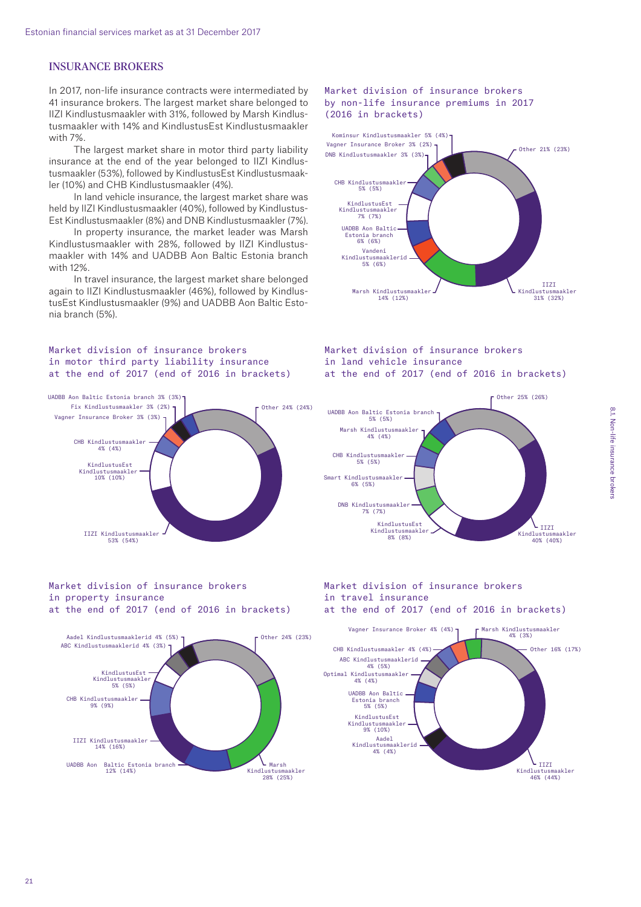## INSURANCE BROKERS

In 2017, non-life insurance contracts were intermediated by 41 insurance brokers. The largest market share belonged to IIZI Kindlustusmaakler with 31%, followed by Marsh Kindlustusmaakler with 14% and KindlustusEst Kindlustusmaakler with 7%.

The largest market share in motor third party liability insurance at the end of the year belonged to IIZI Kindlustusmaakler (53%), followed by KindlustusEst Kindlustusmaakler (10%) and CHB Kindlustusmaakler (4%).

In land vehicle insurance, the largest market share was held by IIZI Kindlustusmaakler (40%), followed by KindlustusEst Kindlustusmaakler (8%) and DNB Kindlustusmaakler (7%).

In property insurance, the market leader was Marsh Kindlustusmaakler with 28%, followed by IIZI Kindlustusmaakler with 14% and UADBB Aon Baltic Estonia branch with 12%.

In travel insurance, the largest market share belonged again to IIZI Kindlustusmaakler (46%), followed by KindlustusEst Kindlustusmaakler (9%) and UADBB Aon Baltic Estonia branch (5%).

Market division of insurance brokers by non-life insurance premiums in 2017 (2016 in brackets)

- IIZI Kindlustusmaakler 31% (32%)
- Marsh Kindlustusmaakler 14% (12%)
- Vandeni Kindlustusmaaklerid 5% (6%)
- UADBB Aon Baltic Estonia branch 6% (6%)
- KindlustusEst Kindlustusmaakler 7% (7%)
- CHB Kindlustusmaakler 5% (5%)
- DNB Kindlustusmaakler 3% (3%)
- Vagner Insurance Broker 3% (2%)
- Kominsur Kindlustusmaakler 5% (4%)
- Other 21% (23%)

Market division of insurance brokers in motor third party liability insurance at the end of 2017 (end of 2016 in brackets)

- IIZI Kindlustusmaakler 53% (54%)
- KindlustusEst Kindlustusmaakler 10% (10%)
- CHB Kindlustusmaakler 4% (4%)
- Vagner Insurance Broker 3% (3%)
- Fix Kindlustusmaakler 3% (2%)
- UADBB Aon Baltic Estonia branch 3% (3%)
- Other 24% (24%)

Market division of insurance brokers in land vehicle insurance at the end of 2017 (end of 2016 in brackets)

- IIZI Kindlustusmaakler 40% (40%)
- KindlustusEst Kindlustusmaakler 8% (8%)
- DNB Kindlustusmaakler 7% (7%)
- Smart Kindlustusmaakler 6% (5%)
- CHB Kindlustusmaakler 5% (5%)
- Marsh Kindlustusmaakler 4% (4%)
- UADBB Aon Baltic Estonia branch 5% (5%)
- Other 25% (26%)

Market division of insurance brokers in property insurance at the end of 2017 (end of 2016 in brackets)

- Marsh Kindlustusmaakler 28% (25%)
- UADBB Aon Baltic Estonia branch 12% (14%)
- IIZI Kindlustusmaakler 14% (16%)
- CHB Kindlustusmaakler 9% (9%)
- KindlustusEst Kindlustusmaakler 5% (5%)
- ABC Kindlustusmaaklerid 4% (3%)
- Aadel Kindlustusmaaklerid 4% (5%)
- Other 24% (23%)

Market division of insurance brokers in travel insurance at the end of 2017 (end of 2016 in brackets)

- IIZI Kindlustusmaakler 46% (44%)
- Aadel Kindlustusmaaklerid 4% (4%)
- KindlustusEst Kindlustusmaakler 9% (10%)
- UADBB Aon Baltic Estonia branch 5% (5%)
- Optimal Kindlustusmaakler 4% (4%)
- ABC Kindlustusmaaklerid 4% (5%)
- CHB Kindlustusmaakler 4% (4%)
- Vagner Insurance Broker 4% (4%)
- Marsh Kindlustusmaakler 4% (3%)
- Other 16% (17%)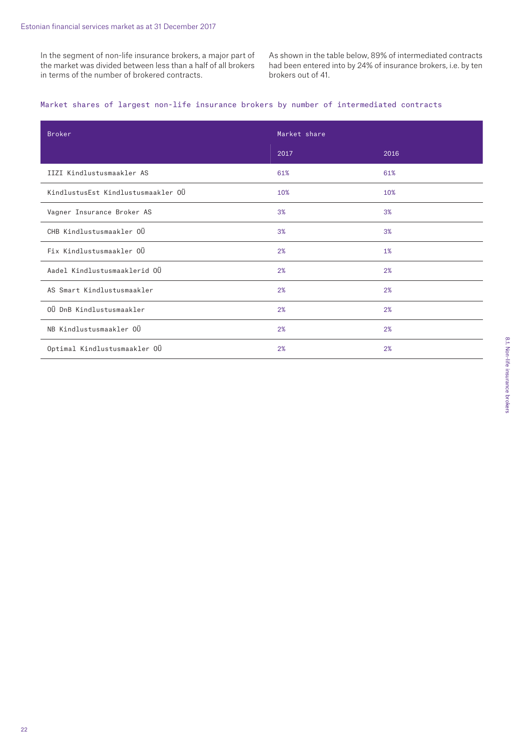In the segment of non-life insurance brokers, a major part of the market was divided between less than a half of all brokers in terms of the number of brokered contracts.

As shown in the table below, 89% of intermediated contracts had been entered into by 24% of insurance brokers, i.e. by ten brokers out of 41.

### Market shares of largest non-life insurance brokers by number of intermediated contracts

| Broker | Market share | |
|---|---|---|
| | 2017 | 2016 |
| IIZI Kindlustusmaakler AS | 61% | 61% |
| KindlustusEst Kindlustusmaakler OÜ | 10% | 10% |
| Vagner Insurance Broker AS | 3% | 3% |
| CHB Kindlustusmaakler OÜ | 3% | 3% |
| Fix Kindlustusmaakler OÜ | 2% | 1% |
| Aadel Kindlustusmaaklerid OÜ | 2% | 2% |
| AS Smart Kindlustusmaakler | 2% | 2% |
| OÜ DnB Kindlustusmaakler | 2% | 2% |
| NB Kindlustusmaakler OÜ | 2% | 2% |
| Optimal Kindlustusmaakler OÜ | 2% | 2% |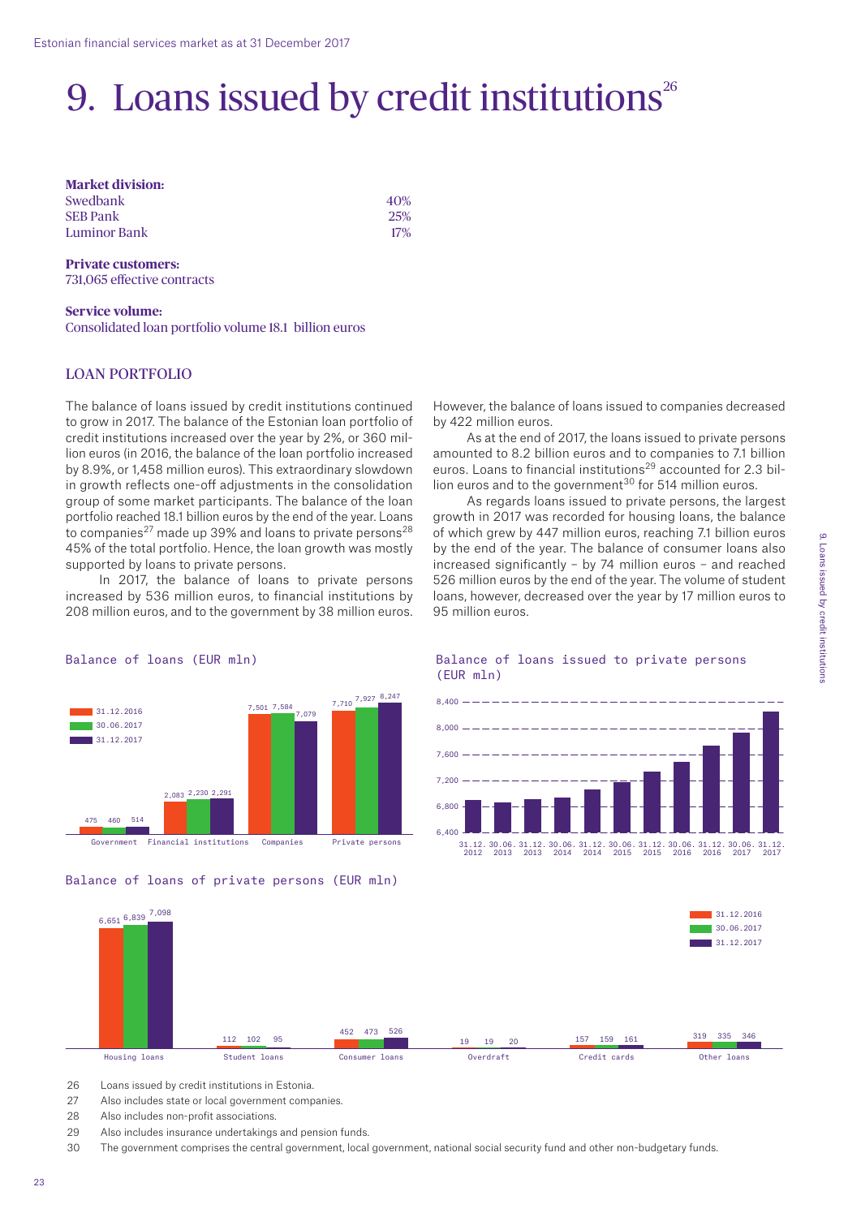# 9. Loans issued by credit institutions[26]

**Market division:**

| | |
|---|---|
| Swedbank | 40% |
| SEB Pank | 25% |
| Luminor Bank | 17% |

**Private customers:**
731,065 effective contracts

**Service volume:**
Consolidated loan portfolio volume 18.1 billion euros

## LOAN PORTFOLIO

The balance of loans issued by credit institutions continued to grow in 2017. The balance of the Estonian loan portfolio of credit institutions increased over the year by 2%, or 360 million euros (in 2016, the balance of the loan portfolio increased by 8.9%, or 1,458 million euros). This extraordinary slowdown in growth reflects one-off adjustments in the consolidation group of some market participants. The balance of the loan portfolio reached 18.1 billion euros by the end of the year. Loans to companies[27] made up 39% and loans to private persons[28] 45% of the total portfolio. Hence, the loan growth was mostly supported by loans to private persons.

In 2017, the balance of loans to private persons increased by 536 million euros, to financial institutions by 208 million euros, and to the government by 38 million euros. However, the balance of loans issued to companies decreased by 422 million euros.

As at the end of 2017, the loans issued to private persons amounted to 8.2 billion euros and to companies to 7.1 billion euros. Loans to financial institutions[29] accounted for 2.3 billion euros and to the government[30] for 514 million euros.

As regards loans issued to private persons, the largest growth in 2017 was recorded for housing loans, the balance of which grew by 447 million euros, reaching 7.1 billion euros by the end of the year. The balance of consumer loans also increased significantly – by 74 million euros – and reached 526 million euros by the end of the year. The volume of student loans, however, decreased over the year by 17 million euros to 95 million euros.

Balance of loans (EUR mln)

| | 31.12.2016 | 30.06.2017 | 31.12.2017 |
|---|---|---|---|
| Government | 475 | 460 | 514 |
| Financial institutions | 2,083 | 2,230 | 2,291 |
| Companies | 7,501 | 7,584 | 7,079 |
| Private persons | 7,710 | 7,927 | 8,247 |

Balance of loans issued to private persons (EUR mln)

Balance of loans of private persons (EUR mln)

| | 31.12.2016 | 30.06.2017 | 31.12.2017 |
|---|---|---|---|
| Housing loans | 6,651 | 6,839 | 7,098 |
| Student loans | 112 | 102 | 95 |
| Consumer loans | 452 | 473 | 526 |
| Overdraft | 19 | 19 | 20 |
| Credit cards | 157 | 159 | 161 |
| Other loans | 319 | 335 | 346 |

26 Loans issued by credit institutions in Estonia.

27 Also includes state or local government companies.

28 Also includes non-profit associations.

29 Also includes insurance undertakings and pension funds.

30 The government comprises the central government, local government, national social security fund and other non-budgetary funds.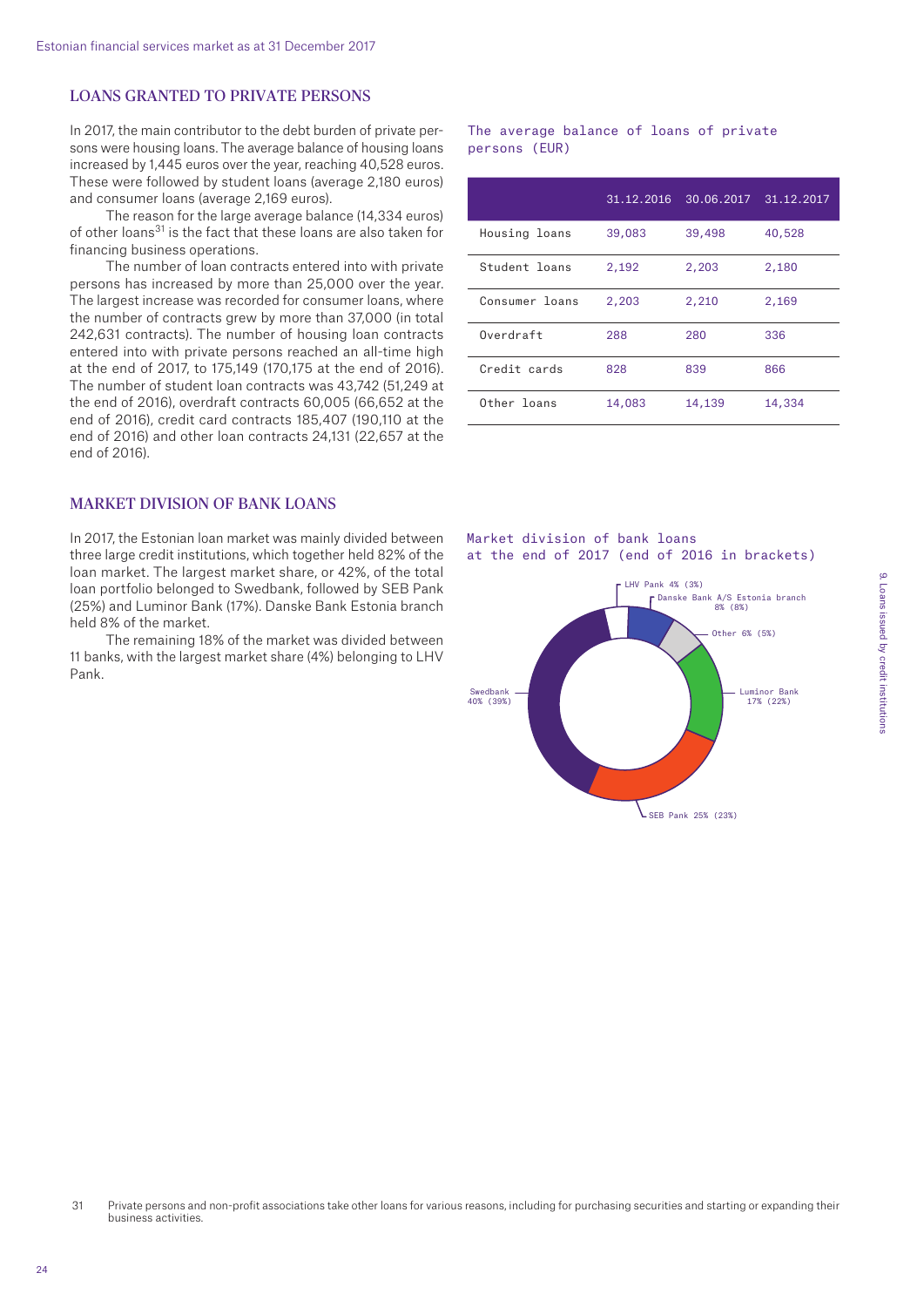## LOANS GRANTED TO PRIVATE PERSONS

In 2017, the main contributor to the debt burden of private persons were housing loans. The average balance of housing loans increased by 1,445 euros over the year, reaching 40,528 euros. These were followed by student loans (average 2,180 euros) and consumer loans (average 2,169 euros).

The reason for the large average balance (14,334 euros) of other loans[31] is the fact that these loans are also taken for financing business operations.

The number of loan contracts entered into with private persons has increased by more than 25,000 over the year. The largest increase was recorded for consumer loans, where the number of contracts grew by more than 37,000 (in total 242,631 contracts). The number of housing loan contracts entered into with private persons reached an all-time high at the end of 2017, to 175,149 (170,175 at the end of 2016). The number of student loan contracts was 43,742 (51,249 at the end of 2016), overdraft contracts 60,005 (66,652 at the end of 2016), credit card contracts 185,407 (190,110 at the end of 2016) and other loan contracts 24,131 (22,657 at the end of 2016).

The average balance of loans of private persons (EUR)

| | 31.12.2016 | 30.06.2017 | 31.12.2017 |
|---|---|---|---|
| Housing loans | 39,083 | 39,498 | 40,528 |
| Student loans | 2,192 | 2,203 | 2,180 |
| Consumer loans | 2,203 | 2,210 | 2,169 |
| Overdraft | 288 | 280 | 336 |
| Credit cards | 828 | 839 | 866 |
| Other loans | 14,083 | 14,139 | 14,334 |

## MARKET DIVISION OF BANK LOANS

In 2017, the Estonian loan market was mainly divided between three large credit institutions, which together held 82% of the loan market. The largest market share, or 42%, of the total loan portfolio belonged to Swedbank, followed by SEB Pank (25%) and Luminor Bank (17%). Danske Bank Estonia branch held 8% of the market.

The remaining 18% of the market was divided between 11 banks, with the largest market share (4%) belonging to LHV Pank.

Market division of bank loans at the end of 2017 (end of 2016 in brackets)

- LHV Pank 4% (3%)
- Danske Bank A/S Estonia branch 8% (8%)
- Other 6% (5%)
- Luminor Bank 17% (22%)
- SEB Pank 25% (23%)
- Swedbank 40% (39%)

31 Private persons and non-profit associations take other loans for various reasons, including for purchasing securities and starting or expanding their business activities.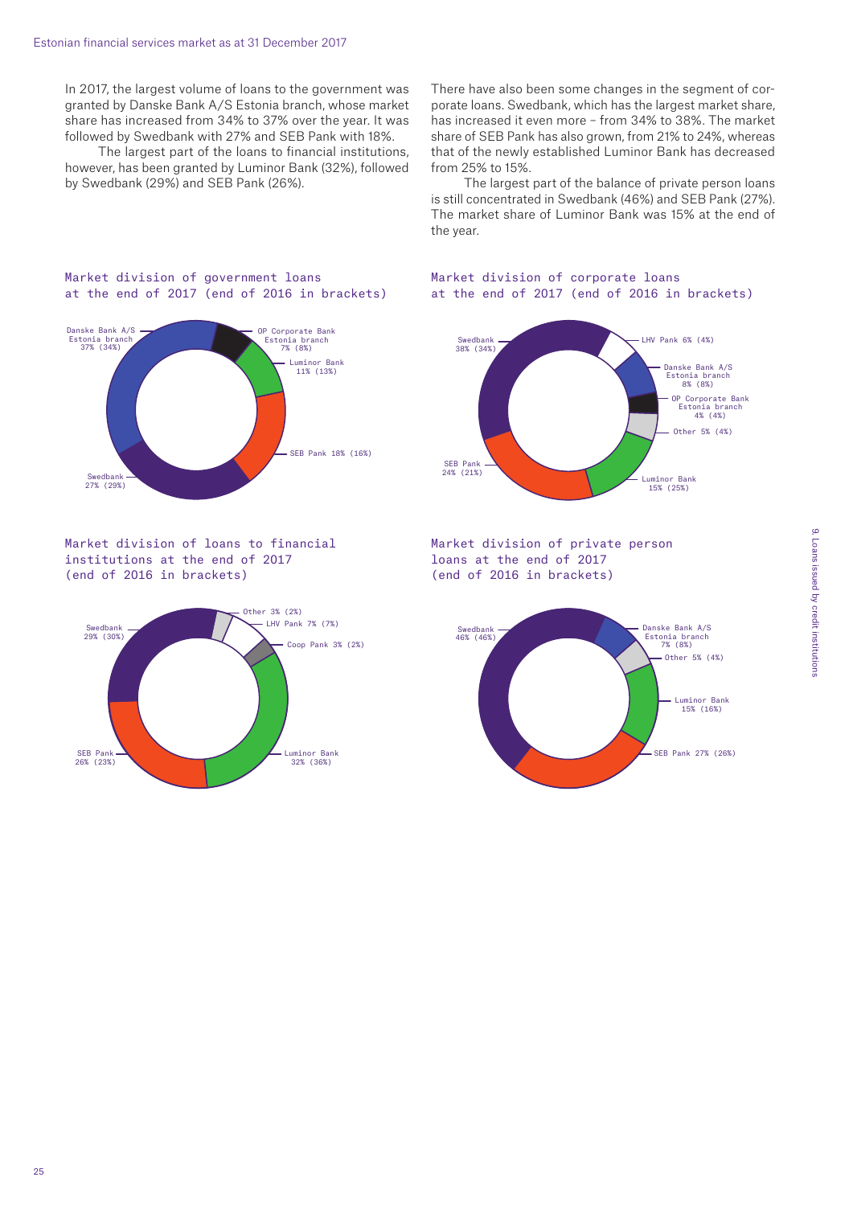In 2017, the largest volume of loans to the government was granted by Danske Bank A/S Estonia branch, whose market share has increased from 34% to 37% over the year. It was followed by Swedbank with 27% and SEB Pank with 18%.

The largest part of the loans to financial institutions, however, has been granted by Luminor Bank (32%), followed by Swedbank (29%) and SEB Pank (26%).

There have also been some changes in the segment of corporate loans. Swedbank, which has the largest market share, has increased it even more – from 34% to 38%. The market share of SEB Pank has also grown, from 21% to 24%, whereas that of the newly established Luminor Bank has decreased from 25% to 15%.

The largest part of the balance of private person loans is still concentrated in Swedbank (46%) and SEB Pank (27%). The market share of Luminor Bank was 15% at the end of the year.

### Market division of government loans at the end of 2017 (end of 2016 in brackets)

- Danske Bank A/S Estonia branch 37% (34%)
- OP Corporate Bank Estonia branch 7% (8%)
- Luminor Bank 11% (13%)
- SEB Pank 18% (16%)
- Swedbank 27% (29%)

### Market division of corporate loans at the end of 2017 (end of 2016 in brackets)

- Swedbank 38% (34%)
- LHV Pank 6% (4%)
- Danske Bank A/S Estonia branch 8% (8%)
- OP Corporate Bank Estonia branch 4% (4%)
- Other 5% (4%)
- Luminor Bank 15% (25%)
- SEB Pank 24% (21%)

### Market division of loans to financial institutions at the end of 2017 (end of 2016 in brackets)

- Swedbank 29% (30%)
- Other 3% (2%)
- LHV Pank 7% (7%)
- Coop Pank 3% (2%)
- Luminor Bank 32% (36%)
- SEB Pank 26% (23%)

### Market division of private person loans at the end of 2017 (end of 2016 in brackets)

- Swedbank 46% (46%)
- Danske Bank A/S Estonia branch 7% (8%)
- Other 5% (4%)
- Luminor Bank 15% (16%)
- SEB Pank 27% (26%)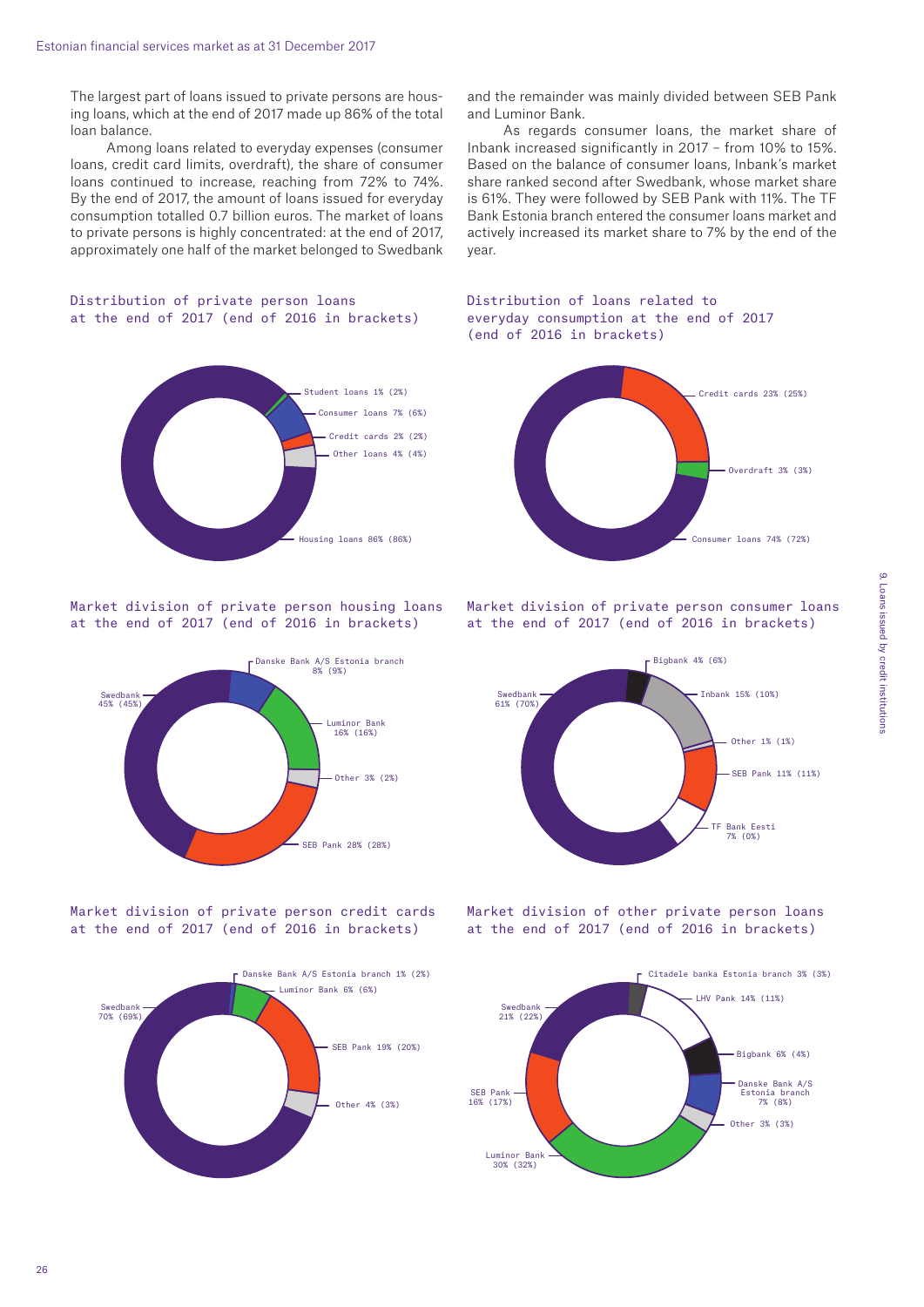The largest part of loans issued to private persons are housing loans, which at the end of 2017 made up 86% of the total loan balance.

Among loans related to everyday expenses (consumer loans, credit card limits, overdraft), the share of consumer loans continued to increase, reaching from 72% to 74%. By the end of 2017, the amount of loans issued for everyday consumption totalled 0.7 billion euros. The market of loans to private persons is highly concentrated: at the end of 2017, approximately one half of the market belonged to Swedbank and the remainder was mainly divided between SEB Pank and Luminor Bank.

As regards consumer loans, the market share of Inbank increased significantly in 2017 – from 10% to 15%. Based on the balance of consumer loans, Inbank's market share ranked second after Swedbank, whose market share is 61%. They were followed by SEB Pank with 11%. The TF Bank Estonia branch entered the consumer loans market and actively increased its market share to 7% by the end of the year.

Distribution of private person loans at the end of 2017 (end of 2016 in brackets)

- Student loans 1% (2%)
- Consumer loans 7% (6%)
- Credit cards 2% (2%)
- Other loans 4% (4%)
- Housing loans 86% (86%)

Distribution of loans related to everyday consumption at the end of 2017 (end of 2016 in brackets)

- Credit cards 23% (25%)
- Overdraft 3% (3%)
- Consumer loans 74% (72%)

Market division of private person housing loans at the end of 2017 (end of 2016 in brackets)

- Swedbank 45% (45%)
- Danske Bank A/S Estonia branch 8% (9%)
- Luminor Bank 16% (16%)
- Other 3% (2%)
- SEB Pank 28% (28%)

Market division of private person consumer loans at the end of 2017 (end of 2016 in brackets)

- Swedbank 61% (70%)
- Bigbank 4% (6%)
- Inbank 15% (10%)
- Other 1% (1%)
- SEB Pank 11% (11%)
- TF Bank Eesti 7% (0%)

Market division of private person credit cards at the end of 2017 (end of 2016 in brackets)

- Swedbank 70% (69%)
- Danske Bank A/S Estonia branch 1% (2%)
- Luminor Bank 6% (6%)
- SEB Pank 19% (20%)
- Other 4% (3%)

Market division of other private person loans at the end of 2017 (end of 2016 in brackets)

- Swedbank 21% (22%)
- Citadele banka Estonia branch 3% (3%)
- LHV Pank 14% (11%)
- Bigbank 6% (4%)
- Danske Bank A/S Estonia branch 7% (8%)
- Other 3% (3%)
- Luminor Bank 30% (32%)
- SEB Pank 16% (17%)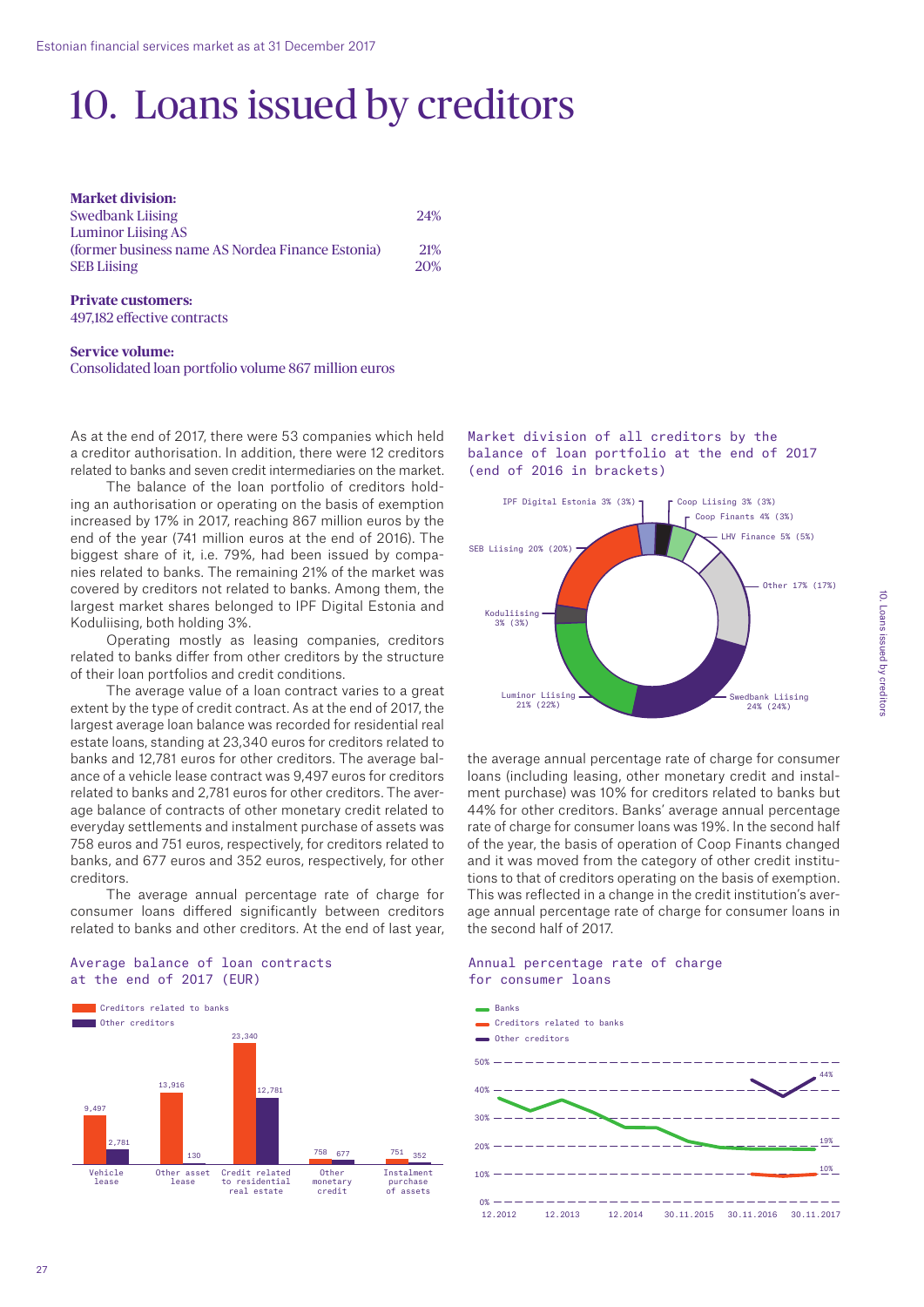# 10. Loans issued by creditors

**Market division:**

| | |
|---|---|
| Swedbank Liising | 24% |
| Luminor Liising AS (former business name AS Nordea Finance Estonia) | 21% |
| SEB Liising | 20% |

**Private customers:**
497,182 effective contracts

**Service volume:**
Consolidated loan portfolio volume 867 million euros

As at the end of 2017, there were 53 companies which held a creditor authorisation. In addition, there were 12 creditors related to banks and seven credit intermediaries on the market.

The balance of the loan portfolio of creditors holding an authorisation or operating on the basis of exemption increased by 17% in 2017, reaching 867 million euros by the end of the year (741 million euros at the end of 2016). The biggest share of it, i.e. 79%, had been issued by companies related to banks. The remaining 21% of the market was covered by creditors not related to banks. Among them, the largest market shares belonged to IPF Digital Estonia and Koduliising, both holding 3%.

Operating mostly as leasing companies, creditors related to banks differ from other creditors by the structure of their loan portfolios and credit conditions.

The average value of a loan contract varies to a great extent by the type of credit contract. As at the end of 2017, the largest average loan balance was recorded for residential real estate loans, standing at 23,340 euros for creditors related to banks and 12,781 euros for other creditors. The average balance of a vehicle lease contract was 9,497 euros for creditors related to banks and 2,781 euros for other creditors. The average balance of contracts of other monetary credit related to everyday settlements and instalment purchase of assets was 758 euros and 751 euros, respectively, for creditors related to banks, and 677 euros and 352 euros, respectively, for other creditors.

The average annual percentage rate of charge for consumer loans differed significantly between creditors related to banks and other creditors. At the end of last year, the average annual percentage rate of charge for consumer loans (including leasing, other monetary credit and instalment purchase) was 10% for creditors related to banks but 44% for other creditors. Banks' average annual percentage rate of charge for consumer loans was 19%. In the second half of the year, the basis of operation of Coop Finants changed and it was moved from the category of other credit institutions to that of creditors operating on the basis of exemption. This was reflected in a change in the credit institution's average annual percentage rate of charge for consumer loans in the second half of 2017.

Market division of all creditors by the balance of loan portfolio at the end of 2017 (end of 2016 in brackets)

| Creditor | 2017 (2016) |
|---|---|
| Swedbank Liising | 24% (24%) |
| Luminor Liising | 21% (22%) |
| SEB Liising | 20% (20%) |
| LHV Finance | 5% (5%) |
| Coop Finants | 4% (3%) |
| Coop Liising | 3% (3%) |
| IPF Digital Estonia | 3% (3%) |
| Koduliising | 3% (3%) |
| Other | 17% (17%) |

Average balance of loan contracts at the end of 2017 (EUR)

| | Vehicle lease | Other asset lease | Credit related to residential real estate | Other monetary credit | Instalment purchase of assets |
|---|---|---|---|---|---|
| Creditors related to banks | 9,497 | 13,916 | 23,340 | 758 | 751 |
| Other creditors | 2,781 | 130 | 12,781 | 677 | 352 |

Annual percentage rate of charge for consumer loans

Legend: Banks; Creditors related to banks; Other creditors

Period: 12.2012 – 30.11.2017. Values at 30.11.2017: Other creditors 44%, Banks 19%, Creditors related to banks 10%.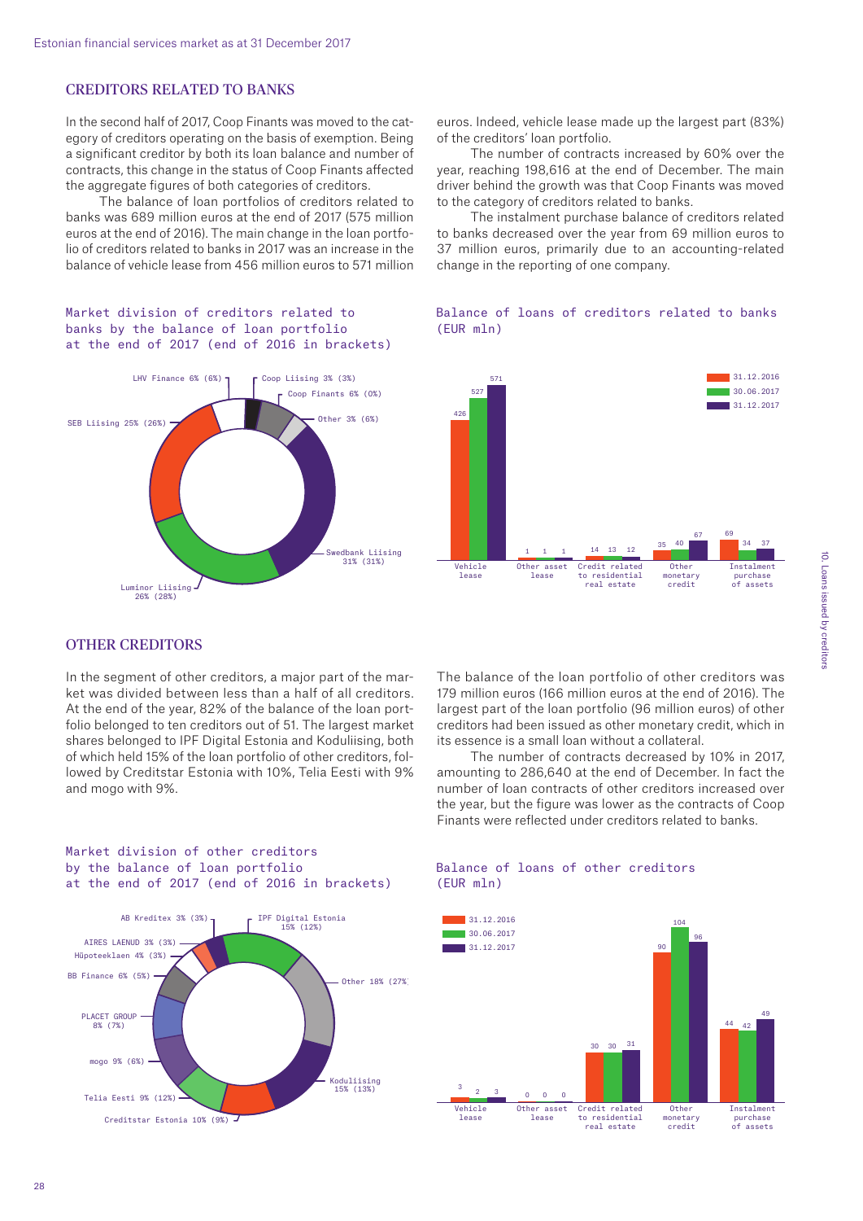## CREDITORS RELATED TO BANKS

In the second half of 2017, Coop Finants was moved to the category of creditors operating on the basis of exemption. Being a significant creditor by both its loan balance and number of contracts, this change in the status of Coop Finants affected the aggregate figures of both categories of creditors.

The balance of loan portfolios of creditors related to banks was 689 million euros at the end of 2017 (575 million euros at the end of 2016). The main change in the loan portfolio of creditors related to banks in 2017 was an increase in the balance of vehicle lease from 456 million euros to 571 million euros. Indeed, vehicle lease made up the largest part (83%) of the creditors' loan portfolio.

The number of contracts increased by 60% over the year, reaching 198,616 at the end of December. The main driver behind the growth was that Coop Finants was moved to the category of creditors related to banks.

The instalment purchase balance of creditors related to banks decreased over the year from 69 million euros to 37 million euros, primarily due to an accounting-related change in the reporting of one company.

Market division of creditors related to banks by the balance of loan portfolio at the end of 2017 (end of 2016 in brackets)

- Swedbank Liising 31% (31%)
- Luminor Liising 26% (28%)
- SEB Liising 25% (26%)
- LHV Finance 6% (6%)
- Coop Liising 3% (3%)
- Coop Finants 6% (0%)
- Other 3% (6%)

Balance of loans of creditors related to banks (EUR mln)

| | 31.12.2016 | 30.06.2017 | 31.12.2017 |
|---|---|---|---|
| Vehicle lease | 426 | 527 | 571 |
| Other asset lease | 1 | 1 | 1 |
| Credit related to residential real estate | 14 | 13 | 12 |
| Other monetary credit | 35 | 40 | 67 |
| Instalment purchase of assets | 69 | 34 | 37 |

## OTHER CREDITORS

In the segment of other creditors, a major part of the market was divided between less than a half of all creditors. At the end of the year, 82% of the balance of the loan portfolio belonged to ten creditors out of 51. The largest market shares belonged to IPF Digital Estonia and Koduliising, both of which held 15% of the loan portfolio of other creditors, followed by Creditstar Estonia with 10%, Telia Eesti with 9% and mogo with 9%.

The balance of the loan portfolio of other creditors was 179 million euros (166 million euros at the end of 2016). The largest part of the loan portfolio (96 million euros) of other creditors had been issued as other monetary credit, which in its essence is a small loan without a collateral.

The number of contracts decreased by 10% in 2017, amounting to 286,640 at the end of December. In fact the number of loan contracts of other creditors increased over the year, but the figure was lower as the contracts of Coop Finants were reflected under creditors related to banks.

Market division of other creditors by the balance of loan portfolio at the end of 2017 (end of 2016 in brackets)

- IPF Digital Estonia 15% (12%)
- Other 18% (27%)
- Koduliising 15% (13%)
- Creditstar Estonia 10% (9%)
- Telia Eesti 9% (12%)
- mogo 9% (6%)
- PLACET GROUP 8% (7%)
- BB Finance 6% (5%)
- Hüpoteeklaen 4% (3%)
- AIRES LAENUD 3% (3%)
- AB Kreditex 3% (3%)

Balance of loans of other creditors (EUR mln)

| | 31.12.2016 | 30.06.2017 | 31.12.2017 |
|---|---|---|---|
| Vehicle lease | 3 | 2 | 3 |
| Other asset lease | 0 | 0 | 0 |
| Credit related to residential real estate | 30 | 30 | 31 |
| Other monetary credit | 90 | 104 | 96 |
| Instalment purchase of assets | 44 | 42 | 49 |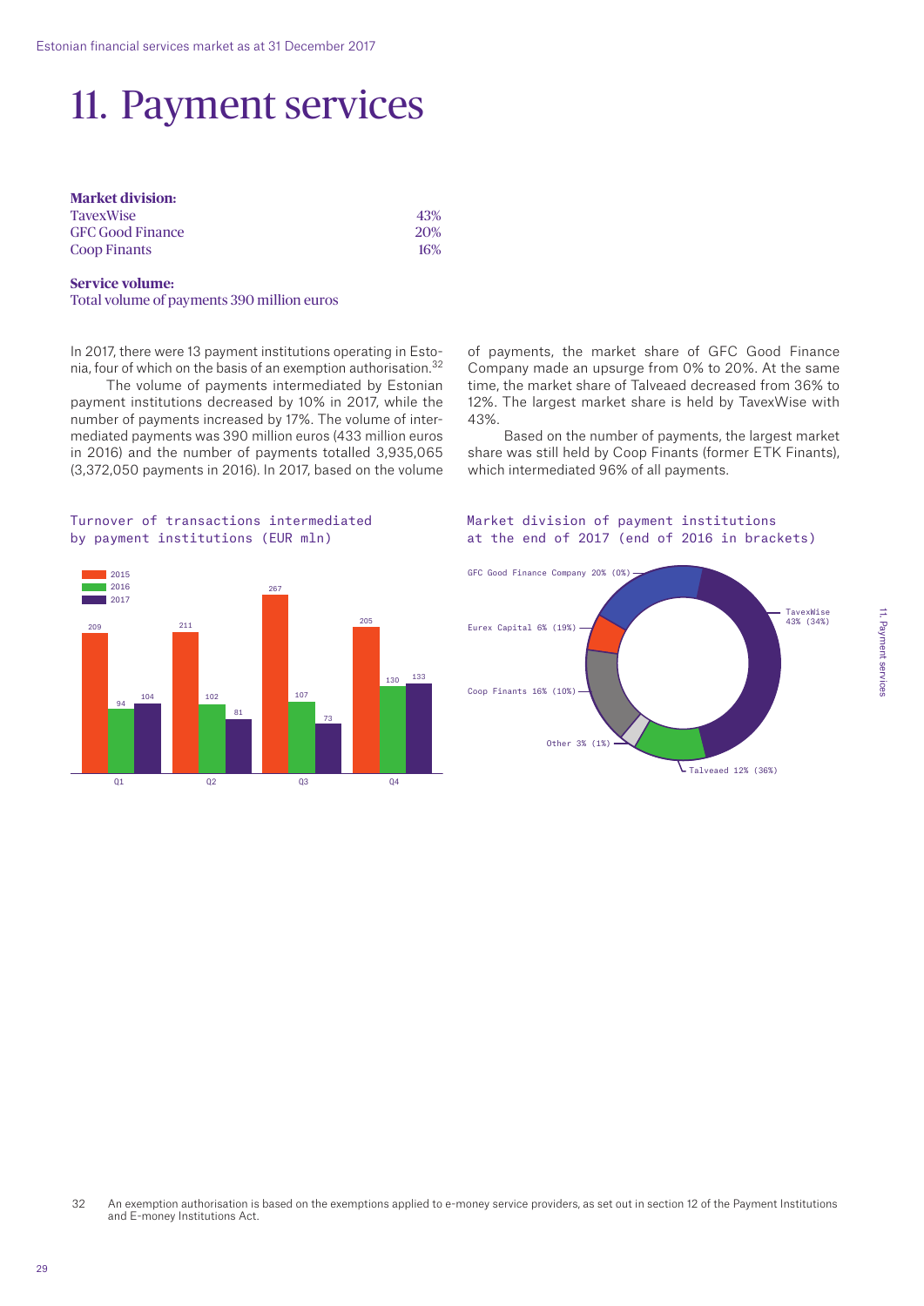# 11. Payment services

**Market division:**

| | |
|---|---|
| TavexWise | 43% |
| GFC Good Finance | 20% |
| Coop Finants | 16% |

**Service volume:**

Total volume of payments 390 million euros

In 2017, there were 13 payment institutions operating in Estonia, four of which on the basis of an exemption authorisation.[32]

The volume of payments intermediated by Estonian payment institutions decreased by 10% in 2017, while the number of payments increased by 17%. The volume of intermediated payments was 390 million euros (433 million euros in 2016) and the number of payments totalled 3,935,065 (3,372,050 payments in 2016). In 2017, based on the volume of payments, the market share of GFC Good Finance Company made an upsurge from 0% to 20%. At the same time, the market share of Talveaed decreased from 36% to 12%. The largest market share is held by TavexWise with 43%.

Based on the number of payments, the largest market share was still held by Coop Finants (former ETK Finants), which intermediated 96% of all payments.

Turnover of transactions intermediated by payment institutions (EUR mln)

2015
2016
2017

Q1: 209, 94, 104
Q2: 211, 102, 81
Q3: 267, 107, 73
Q4: 205, 130, 133

Market division of payment institutions at the end of 2017 (end of 2016 in brackets)

GFC Good Finance Company 20% (0%)
Eurex Capital 6% (19%)
Coop Finants 16% (10%)
Other 3% (1%)
Talveaed 12% (36%)
TavexWise 43% (34%)

32 An exemption authorisation is based on the exemptions applied to e-money service providers, as set out in section 12 of the Payment Institutions and E-money Institutions Act.